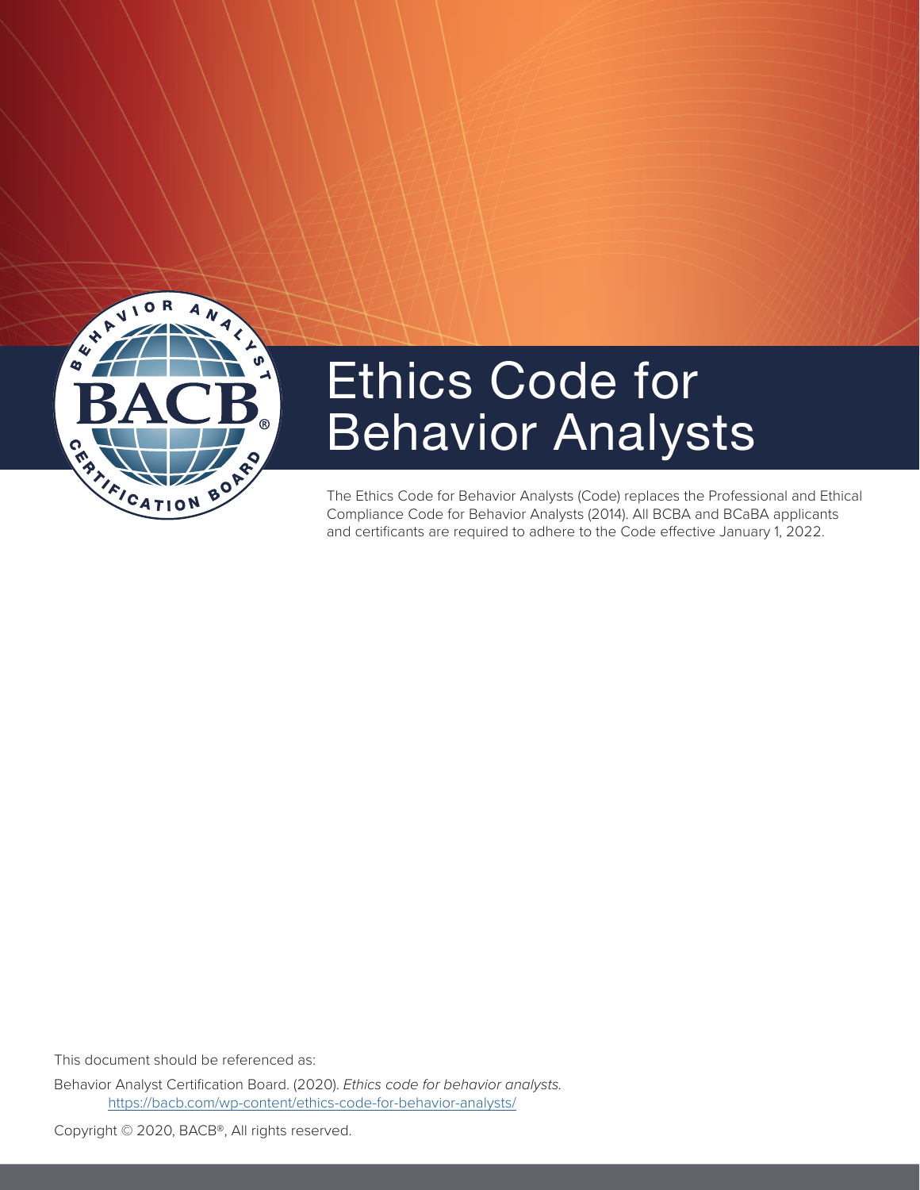# Ethics Code for Behavior Analysts

The Ethics Code for Behavior Analysts (Code) replaces the Professional and Ethical Compliance Code for Behavior Analysts (2014). All BCBA and BCaBA applicants and certificants are required to adhere to the Code effective January 1, 2022.

This document should be referenced as:

Behavior Analyst Certification Board. (2020). *Ethics code for behavior analysts.* https://bacb.com/wp-content/ethics-code-for-behavior-analysts/

Copyright © 2020, BACB®, All rights reserved.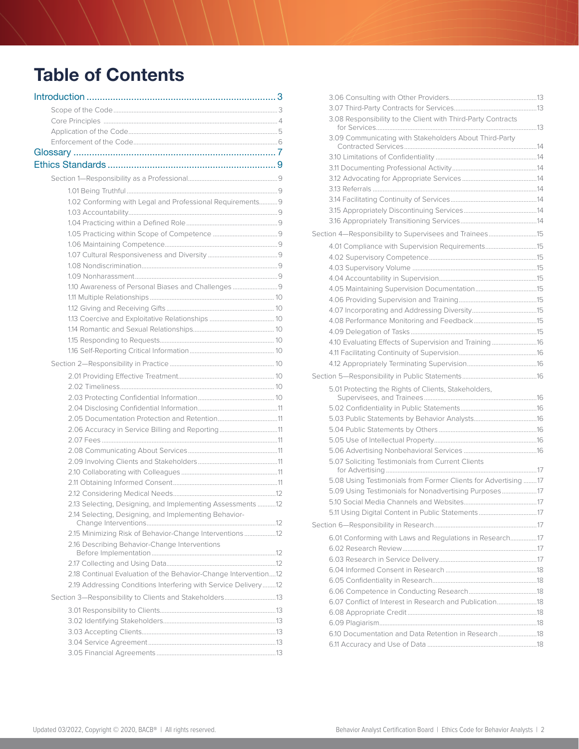# Table of Contents

- Introduction ... 3
  - Scope of the Code ... 3
  - Core Principles ... 4
  - Application of the Code ... 5
  - Enforcement of the Code ... 6
- Glossary ... 7
- Ethics Standards ... 9
  - Section 1—Responsibility as a Professional ... 9
    - 1.01 Being Truthful ... 9
    - 1.02 Conforming with Legal and Professional Requirements ... 9
    - 1.03 Accountability ... 9
    - 1.04 Practicing within a Defined Role ... 9
    - 1.05 Practicing within Scope of Competence ... 9
    - 1.06 Maintaining Competence ... 9
    - 1.07 Cultural Responsiveness and Diversity ... 9
    - 1.08 Nondiscrimination ... 9
    - 1.09 Nonharassment ... 9
    - 1.10 Awareness of Personal Biases and Challenges ... 9
    - 1.11 Multiple Relationships ... 10
    - 1.12 Giving and Receiving Gifts ... 10
    - 1.13 Coercive and Exploitative Relationships ... 10
    - 1.14 Romantic and Sexual Relationships ... 10
    - 1.15 Responding to Requests ... 10
    - 1.16 Self-Reporting Critical Information ... 10
  - Section 2—Responsibility in Practice ... 10
    - 2.01 Providing Effective Treatment ... 10
    - 2.02 Timeliness ... 10
    - 2.03 Protecting Confidential Information ... 10
    - 2.04 Disclosing Confidential Information ... 11
    - 2.05 Documentation Protection and Retention ... 11
    - 2.06 Accuracy in Service Billing and Reporting ... 11
    - 2.07 Fees ... 11
    - 2.08 Communicating About Services ... 11
    - 2.09 Involving Clients and Stakeholders ... 11
    - 2.10 Collaborating with Colleagues ... 11
    - 2.11 Obtaining Informed Consent ... 11
    - 2.12 Considering Medical Needs ... 12
    - 2.13 Selecting, Designing, and Implementing Assessments ... 12
    - 2.14 Selecting, Designing, and Implementing Behavior-Change Interventions ... 12
    - 2.15 Minimizing Risk of Behavior-Change Interventions ... 12
    - 2.16 Describing Behavior-Change Interventions Before Implementation ... 12
    - 2.17 Collecting and Using Data ... 12
    - 2.18 Continual Evaluation of the Behavior-Change Intervention ... 12
    - 2.19 Addressing Conditions Interfering with Service Delivery ... 12
  - Section 3—Responsibility to Clients and Stakeholders ... 13
    - 3.01 Responsibility to Clients ... 13
    - 3.02 Identifying Stakeholders ... 13
    - 3.03 Accepting Clients ... 13
    - 3.04 Service Agreement ... 13
    - 3.05 Financial Agreements ... 13
    - 3.06 Consulting with Other Providers ... 13
    - 3.07 Third-Party Contracts for Services ... 13
    - 3.08 Responsibility to the Client with Third-Party Contracts for Services ... 13
    - 3.09 Communicating with Stakeholders About Third-Party Contracted Services ... 14
    - 3.10 Limitations of Confidentiality ... 14
    - 3.11 Documenting Professional Activity ... 14
    - 3.12 Advocating for Appropriate Services ... 14
    - 3.13 Referrals ... 14
    - 3.14 Facilitating Continuity of Services ... 14
    - 3.15 Appropriately Discontinuing Services ... 14
    - 3.16 Appropriately Transitioning Services ... 14
  - Section 4—Responsibility to Supervisees and Trainees ... 15
    - 4.01 Compliance with Supervision Requirements ... 15
    - 4.02 Supervisory Competence ... 15
    - 4.03 Supervisory Volume ... 15
    - 4.04 Accountability in Supervision ... 15
    - 4.05 Maintaining Supervision Documentation ... 15
    - 4.06 Providing Supervision and Training ... 15
    - 4.07 Incorporating and Addressing Diversity ... 15
    - 4.08 Performance Monitoring and Feedback ... 15
    - 4.09 Delegation of Tasks ... 15
    - 4.10 Evaluating Effects of Supervision and Training ... 16
    - 4.11 Facilitating Continuity of Supervision ... 16
    - 4.12 Appropriately Terminating Supervision ... 16
  - Section 5—Responsibility in Public Statements ... 16
    - 5.01 Protecting the Rights of Clients, Stakeholders, Supervisees, and Trainees ... 16
    - 5.02 Confidentiality in Public Statements ... 16
    - 5.03 Public Statements by Behavior Analysts ... 16
    - 5.04 Public Statements by Others ... 16
    - 5.05 Use of Intellectual Property ... 16
    - 5.06 Advertising Nonbehavioral Services ... 16
    - 5.07 Soliciting Testimonials from Current Clients for Advertising ... 17
    - 5.08 Using Testimonials from Former Clients for Advertising ... 17
    - 5.09 Using Testimonials for Nonadvertising Purposes ... 17
    - 5.10 Social Media Channels and Websites ... 17
    - 5.11 Using Digital Content in Public Statements ... 17
  - Section 6—Responsibility in Research ... 17
    - 6.01 Conforming with Laws and Regulations in Research ... 17
    - 6.02 Research Review ... 17
    - 6.03 Research in Service Delivery ... 17
    - 6.04 Informed Consent in Research ... 18
    - 6.05 Confidentiality in Research ... 18
    - 6.06 Competence in Conducting Research ... 18
    - 6.07 Conflict of Interest in Research and Publication ... 18
    - 6.08 Appropriate Credit ... 18
    - 6.09 Plagiarism ... 18
    - 6.10 Documentation and Data Retention in Research ... 18
    - 6.11 Accuracy and Use of Data ... 18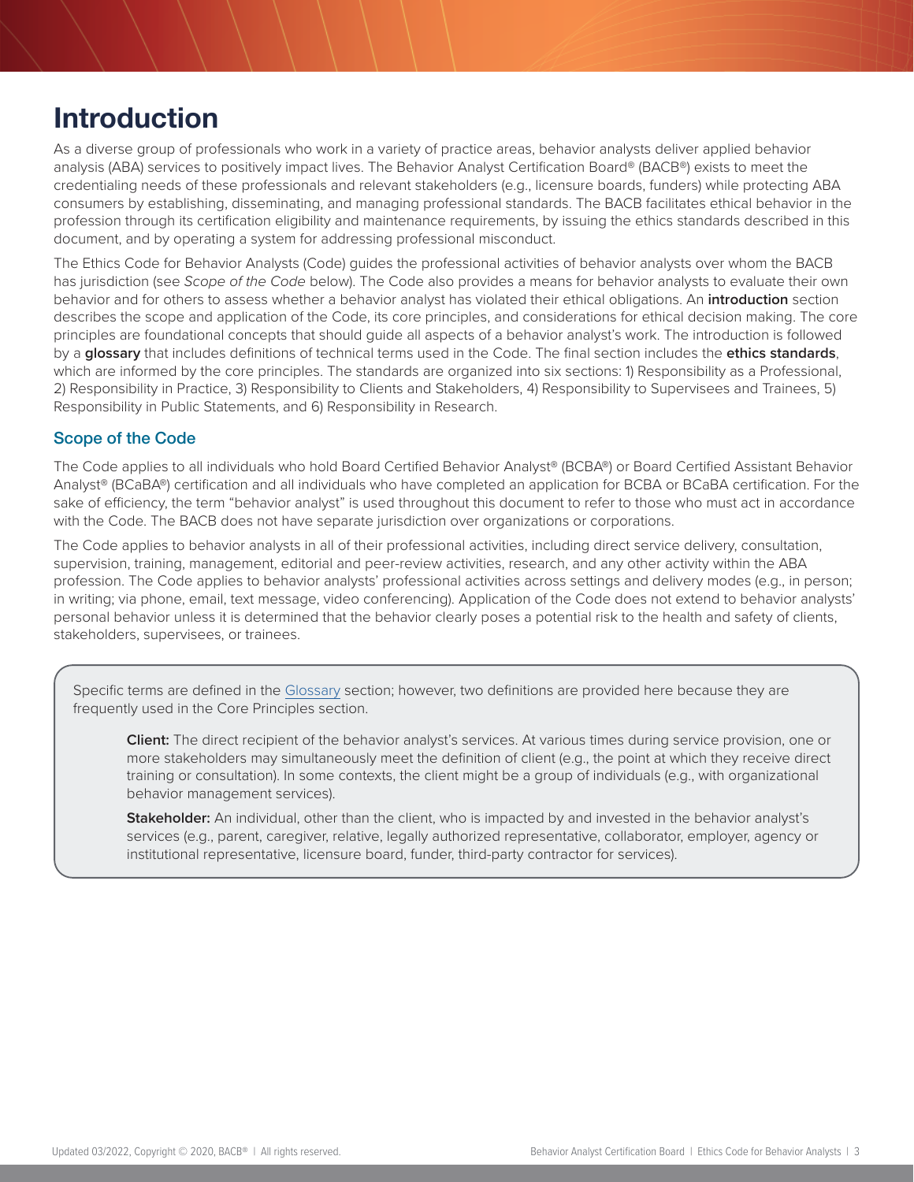# Introduction

As a diverse group of professionals who work in a variety of practice areas, behavior analysts deliver applied behavior analysis (ABA) services to positively impact lives. The Behavior Analyst Certification Board® (BACB®) exists to meet the credentialing needs of these professionals and relevant stakeholders (e.g., licensure boards, funders) while protecting ABA consumers by establishing, disseminating, and managing professional standards. The BACB facilitates ethical behavior in the profession through its certification eligibility and maintenance requirements, by issuing the ethics standards described in this document, and by operating a system for addressing professional misconduct.

The Ethics Code for Behavior Analysts (Code) guides the professional activities of behavior analysts over whom the BACB has jurisdiction (see *Scope of the Code* below). The Code also provides a means for behavior analysts to evaluate their own behavior and for others to assess whether a behavior analyst has violated their ethical obligations. An **introduction** section describes the scope and application of the Code, its core principles, and considerations for ethical decision making. The core principles are foundational concepts that should guide all aspects of a behavior analyst's work. The introduction is followed by a **glossary** that includes definitions of technical terms used in the Code. The final section includes the **ethics standards**, which are informed by the core principles. The standards are organized into six sections: 1) Responsibility as a Professional, 2) Responsibility in Practice, 3) Responsibility to Clients and Stakeholders, 4) Responsibility to Supervisees and Trainees, 5) Responsibility in Public Statements, and 6) Responsibility in Research.

## Scope of the Code

The Code applies to all individuals who hold Board Certified Behavior Analyst® (BCBA®) or Board Certified Assistant Behavior Analyst® (BCaBA®) certification and all individuals who have completed an application for BCBA or BCaBA certification. For the sake of efficiency, the term "behavior analyst" is used throughout this document to refer to those who must act in accordance with the Code. The BACB does not have separate jurisdiction over organizations or corporations.

The Code applies to behavior analysts in all of their professional activities, including direct service delivery, consultation, supervision, training, management, editorial and peer-review activities, research, and any other activity within the ABA profession. The Code applies to behavior analysts' professional activities across settings and delivery modes (e.g., in person; in writing; via phone, email, text message, video conferencing). Application of the Code does not extend to behavior analysts' personal behavior unless it is determined that the behavior clearly poses a potential risk to the health and safety of clients, stakeholders, supervisees, or trainees.

Specific terms are defined in the Glossary section; however, two definitions are provided here because they are frequently used in the Core Principles section.

> **Client:** The direct recipient of the behavior analyst's services. At various times during service provision, one or more stakeholders may simultaneously meet the definition of client (e.g., the point at which they receive direct training or consultation). In some contexts, the client might be a group of individuals (e.g., with organizational behavior management services).
>
> **Stakeholder:** An individual, other than the client, who is impacted by and invested in the behavior analyst's services (e.g., parent, caregiver, relative, legally authorized representative, collaborator, employer, agency or institutional representative, licensure board, funder, third-party contractor for services).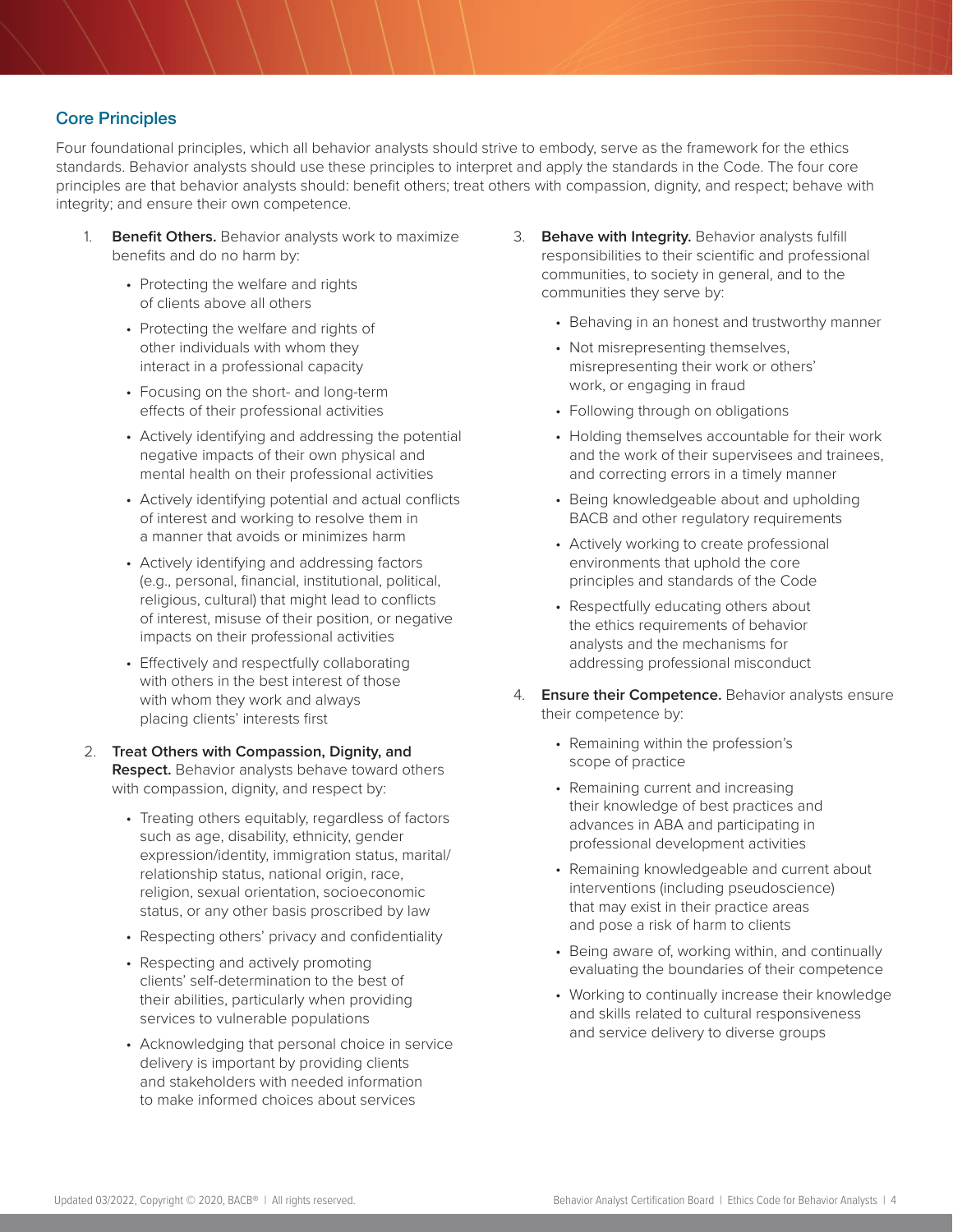## Core Principles

Four foundational principles, which all behavior analysts should strive to embody, serve as the framework for the ethics standards. Behavior analysts should use these principles to interpret and apply the standards in the Code. The four core principles are that behavior analysts should: benefit others; treat others with compassion, dignity, and respect; behave with integrity; and ensure their own competence.

1. **Benefit Others.** Behavior analysts work to maximize benefits and do no harm by:
   - Protecting the welfare and rights of clients above all others
   - Protecting the welfare and rights of other individuals with whom they interact in a professional capacity
   - Focusing on the short- and long-term effects of their professional activities
   - Actively identifying and addressing the potential negative impacts of their own physical and mental health on their professional activities
   - Actively identifying potential and actual conflicts of interest and working to resolve them in a manner that avoids or minimizes harm
   - Actively identifying and addressing factors (e.g., personal, financial, institutional, political, religious, cultural) that might lead to conflicts of interest, misuse of their position, or negative impacts on their professional activities
   - Effectively and respectfully collaborating with others in the best interest of those with whom they work and always placing clients' interests first

2. **Treat Others with Compassion, Dignity, and Respect.** Behavior analysts behave toward others with compassion, dignity, and respect by:
   - Treating others equitably, regardless of factors such as age, disability, ethnicity, gender expression/identity, immigration status, marital/relationship status, national origin, race, religion, sexual orientation, socioeconomic status, or any other basis proscribed by law
   - Respecting others' privacy and confidentiality
   - Respecting and actively promoting clients' self-determination to the best of their abilities, particularly when providing services to vulnerable populations
   - Acknowledging that personal choice in service delivery is important by providing clients and stakeholders with needed information to make informed choices about services

3. **Behave with Integrity.** Behavior analysts fulfill responsibilities to their scientific and professional communities, to society in general, and to the communities they serve by:
   - Behaving in an honest and trustworthy manner
   - Not misrepresenting themselves, misrepresenting their work or others' work, or engaging in fraud
   - Following through on obligations
   - Holding themselves accountable for their work and the work of their supervisees and trainees, and correcting errors in a timely manner
   - Being knowledgeable about and upholding BACB and other regulatory requirements
   - Actively working to create professional environments that uphold the core principles and standards of the Code
   - Respectfully educating others about the ethics requirements of behavior analysts and the mechanisms for addressing professional misconduct

4. **Ensure their Competence.** Behavior analysts ensure their competence by:
   - Remaining within the profession's scope of practice
   - Remaining current and increasing their knowledge of best practices and advances in ABA and participating in professional development activities
   - Remaining knowledgeable and current about interventions (including pseudoscience) that may exist in their practice areas and pose a risk of harm to clients
   - Being aware of, working within, and continually evaluating the boundaries of their competence
   - Working to continually increase their knowledge and skills related to cultural responsiveness and service delivery to diverse groups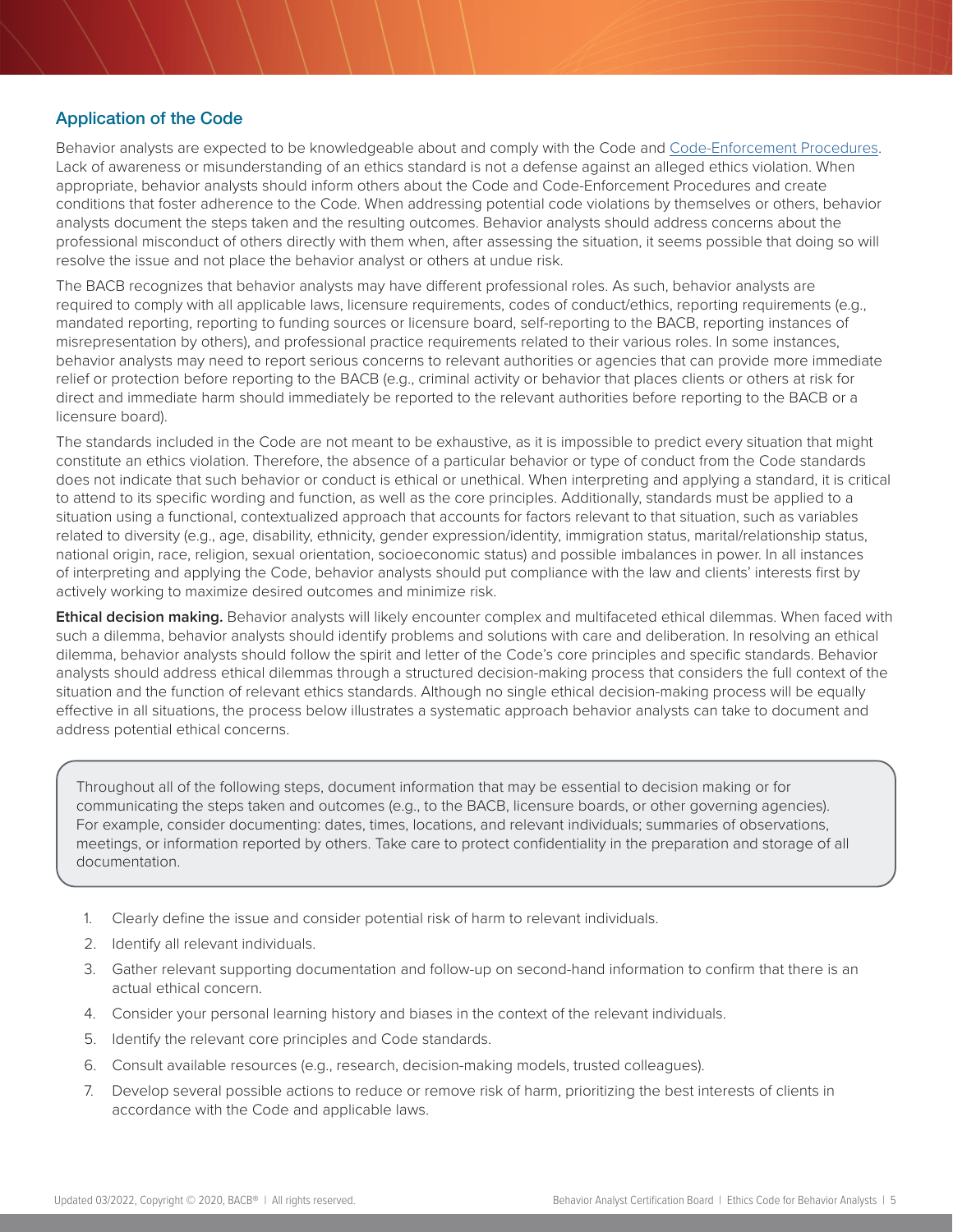## Application of the Code

Behavior analysts are expected to be knowledgeable about and comply with the Code and Code-Enforcement Procedures. Lack of awareness or misunderstanding of an ethics standard is not a defense against an alleged ethics violation. When appropriate, behavior analysts should inform others about the Code and Code-Enforcement Procedures and create conditions that foster adherence to the Code. When addressing potential code violations by themselves or others, behavior analysts document the steps taken and the resulting outcomes. Behavior analysts should address concerns about the professional misconduct of others directly with them when, after assessing the situation, it seems possible that doing so will resolve the issue and not place the behavior analyst or others at undue risk.

The BACB recognizes that behavior analysts may have different professional roles. As such, behavior analysts are required to comply with all applicable laws, licensure requirements, codes of conduct/ethics, reporting requirements (e.g., mandated reporting, reporting to funding sources or licensure board, self-reporting to the BACB, reporting instances of misrepresentation by others), and professional practice requirements related to their various roles. In some instances, behavior analysts may need to report serious concerns to relevant authorities or agencies that can provide more immediate relief or protection before reporting to the BACB (e.g., criminal activity or behavior that places clients or others at risk for direct and immediate harm should immediately be reported to the relevant authorities before reporting to the BACB or a licensure board).

The standards included in the Code are not meant to be exhaustive, as it is impossible to predict every situation that might constitute an ethics violation. Therefore, the absence of a particular behavior or type of conduct from the Code standards does not indicate that such behavior or conduct is ethical or unethical. When interpreting and applying a standard, it is critical to attend to its specific wording and function, as well as the core principles. Additionally, standards must be applied to a situation using a functional, contextualized approach that accounts for factors relevant to that situation, such as variables related to diversity (e.g., age, disability, ethnicity, gender expression/identity, immigration status, marital/relationship status, national origin, race, religion, sexual orientation, socioeconomic status) and possible imbalances in power. In all instances of interpreting and applying the Code, behavior analysts should put compliance with the law and clients' interests first by actively working to maximize desired outcomes and minimize risk.

**Ethical decision making.** Behavior analysts will likely encounter complex and multifaceted ethical dilemmas. When faced with such a dilemma, behavior analysts should identify problems and solutions with care and deliberation. In resolving an ethical dilemma, behavior analysts should follow the spirit and letter of the Code's core principles and specific standards. Behavior analysts should address ethical dilemmas through a structured decision-making process that considers the full context of the situation and the function of relevant ethics standards. Although no single ethical decision-making process will be equally effective in all situations, the process below illustrates a systematic approach behavior analysts can take to document and address potential ethical concerns.

> Throughout all of the following steps, document information that may be essential to decision making or for communicating the steps taken and outcomes (e.g., to the BACB, licensure boards, or other governing agencies). For example, consider documenting: dates, times, locations, and relevant individuals; summaries of observations, meetings, or information reported by others. Take care to protect confidentiality in the preparation and storage of all documentation.

1. Clearly define the issue and consider potential risk of harm to relevant individuals.
2. Identify all relevant individuals.
3. Gather relevant supporting documentation and follow-up on second-hand information to confirm that there is an actual ethical concern.
4. Consider your personal learning history and biases in the context of the relevant individuals.
5. Identify the relevant core principles and Code standards.
6. Consult available resources (e.g., research, decision-making models, trusted colleagues).
7. Develop several possible actions to reduce or remove risk of harm, prioritizing the best interests of clients in accordance with the Code and applicable laws.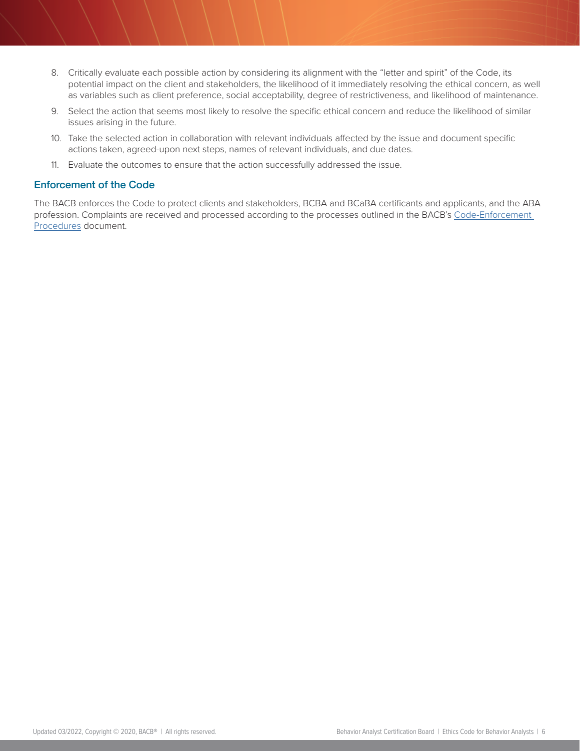8. Critically evaluate each possible action by considering its alignment with the "letter and spirit" of the Code, its potential impact on the client and stakeholders, the likelihood of it immediately resolving the ethical concern, as well as variables such as client preference, social acceptability, degree of restrictiveness, and likelihood of maintenance.
9. Select the action that seems most likely to resolve the specific ethical concern and reduce the likelihood of similar issues arising in the future.
10. Take the selected action in collaboration with relevant individuals affected by the issue and document specific actions taken, agreed-upon next steps, names of relevant individuals, and due dates.
11. Evaluate the outcomes to ensure that the action successfully addressed the issue.

## Enforcement of the Code

The BACB enforces the Code to protect clients and stakeholders, BCBA and BCaBA certificants and applicants, and the ABA profession. Complaints are received and processed according to the processes outlined in the BACB's Code-Enforcement Procedures document.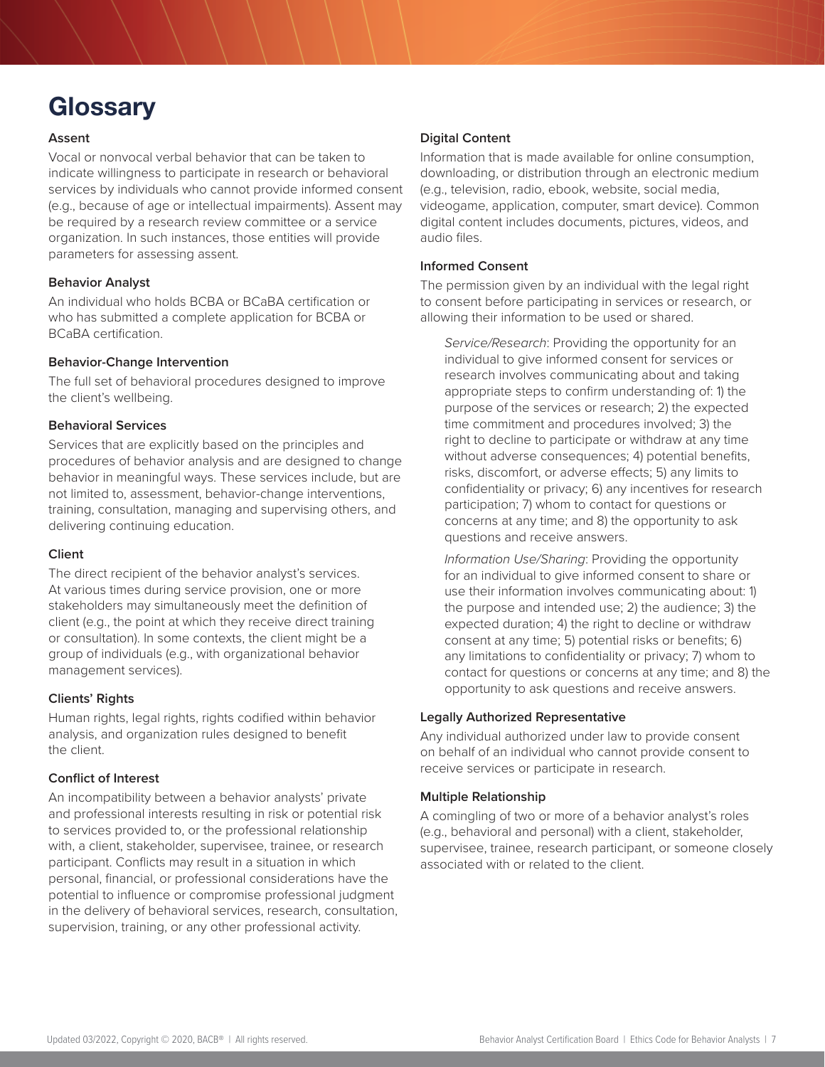# Glossary

### Assent

Vocal or nonvocal verbal behavior that can be taken to indicate willingness to participate in research or behavioral services by individuals who cannot provide informed consent (e.g., because of age or intellectual impairments). Assent may be required by a research review committee or a service organization. In such instances, those entities will provide parameters for assessing assent.

### Behavior Analyst

An individual who holds BCBA or BCaBA certification or who has submitted a complete application for BCBA or BCaBA certification.

### Behavior-Change Intervention

The full set of behavioral procedures designed to improve the client's wellbeing.

### Behavioral Services

Services that are explicitly based on the principles and procedures of behavior analysis and are designed to change behavior in meaningful ways. These services include, but are not limited to, assessment, behavior-change interventions, training, consultation, managing and supervising others, and delivering continuing education.

### Client

The direct recipient of the behavior analyst's services. At various times during service provision, one or more stakeholders may simultaneously meet the definition of client (e.g., the point at which they receive direct training or consultation). In some contexts, the client might be a group of individuals (e.g., with organizational behavior management services).

### Clients' Rights

Human rights, legal rights, rights codified within behavior analysis, and organization rules designed to benefit the client.

### Conflict of Interest

An incompatibility between a behavior analysts' private and professional interests resulting in risk or potential risk to services provided to, or the professional relationship with, a client, stakeholder, supervisee, trainee, or research participant. Conflicts may result in a situation in which personal, financial, or professional considerations have the potential to influence or compromise professional judgment in the delivery of behavioral services, research, consultation, supervision, training, or any other professional activity.

### Digital Content

Information that is made available for online consumption, downloading, or distribution through an electronic medium (e.g., television, radio, ebook, website, social media, videogame, application, computer, smart device). Common digital content includes documents, pictures, videos, and audio files.

### Informed Consent

The permission given by an individual with the legal right to consent before participating in services or research, or allowing their information to be used or shared.

> *Service/Research*: Providing the opportunity for an individual to give informed consent for services or research involves communicating about and taking appropriate steps to confirm understanding of: 1) the purpose of the services or research; 2) the expected time commitment and procedures involved; 3) the right to decline to participate or withdraw at any time without adverse consequences; 4) potential benefits, risks, discomfort, or adverse effects; 5) any limits to confidentiality or privacy; 6) any incentives for research participation; 7) whom to contact for questions or concerns at any time; and 8) the opportunity to ask questions and receive answers.
>
> *Information Use/Sharing*: Providing the opportunity for an individual to give informed consent to share or use their information involves communicating about: 1) the purpose and intended use; 2) the audience; 3) the expected duration; 4) the right to decline or withdraw consent at any time; 5) potential risks or benefits; 6) any limitations to confidentiality or privacy; 7) whom to contact for questions or concerns at any time; and 8) the opportunity to ask questions and receive answers.

### Legally Authorized Representative

Any individual authorized under law to provide consent on behalf of an individual who cannot provide consent to receive services or participate in research.

### Multiple Relationship

A comingling of two or more of a behavior analyst's roles (e.g., behavioral and personal) with a client, stakeholder, supervisee, trainee, research participant, or someone closely associated with or related to the client.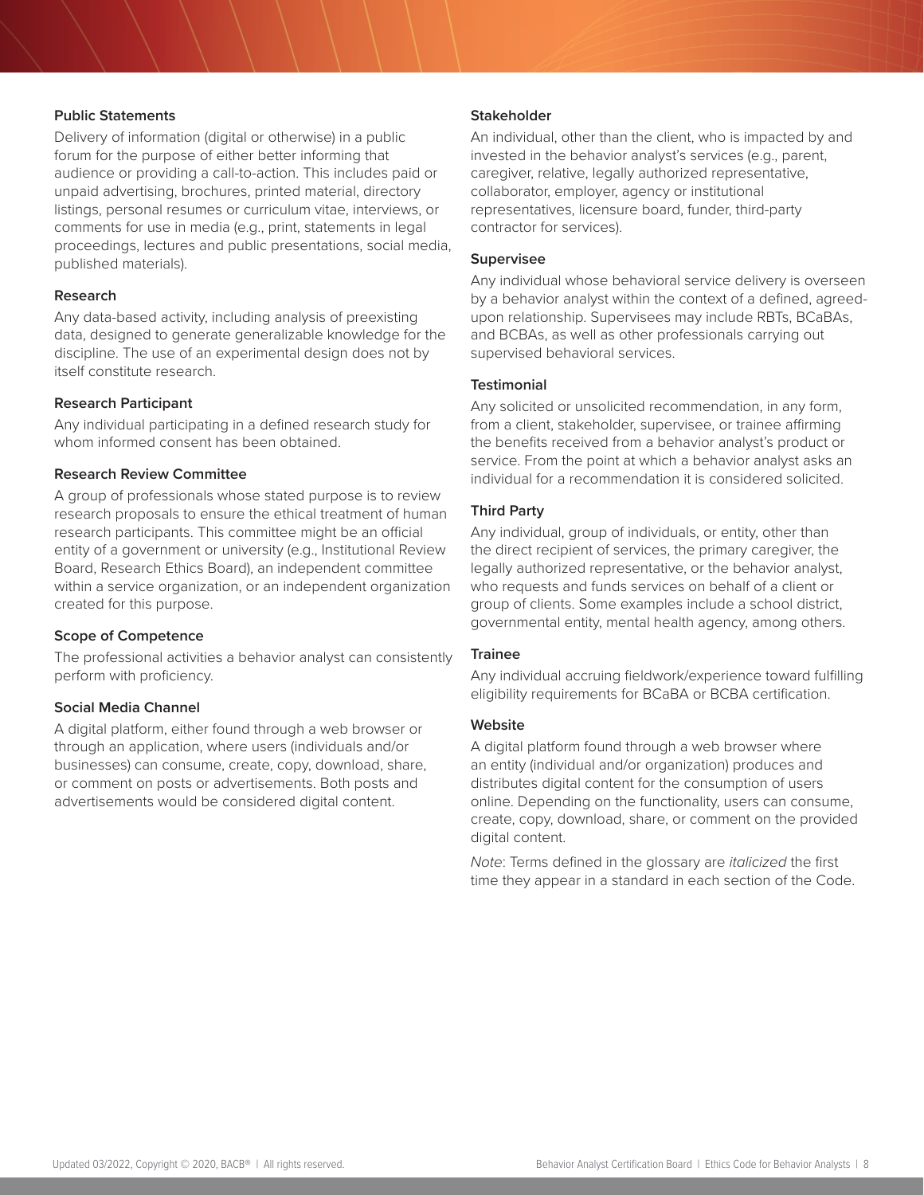**Public Statements**

Delivery of information (digital or otherwise) in a public forum for the purpose of either better informing that audience or providing a call-to-action. This includes paid or unpaid advertising, brochures, printed material, directory listings, personal resumes or curriculum vitae, interviews, or comments for use in media (e.g., print, statements in legal proceedings, lectures and public presentations, social media, published materials).

**Research**

Any data-based activity, including analysis of preexisting data, designed to generate generalizable knowledge for the discipline. The use of an experimental design does not by itself constitute research.

**Research Participant**

Any individual participating in a defined research study for whom informed consent has been obtained.

**Research Review Committee**

A group of professionals whose stated purpose is to review research proposals to ensure the ethical treatment of human research participants. This committee might be an official entity of a government or university (e.g., Institutional Review Board, Research Ethics Board), an independent committee within a service organization, or an independent organization created for this purpose.

**Scope of Competence**

The professional activities a behavior analyst can consistently perform with proficiency.

**Social Media Channel**

A digital platform, either found through a web browser or through an application, where users (individuals and/or businesses) can consume, create, copy, download, share, or comment on posts or advertisements. Both posts and advertisements would be considered digital content.

**Stakeholder**

An individual, other than the client, who is impacted by and invested in the behavior analyst's services (e.g., parent, caregiver, relative, legally authorized representative, collaborator, employer, agency or institutional representatives, licensure board, funder, third-party contractor for services).

**Supervisee**

Any individual whose behavioral service delivery is overseen by a behavior analyst within the context of a defined, agreed-upon relationship. Supervisees may include RBTs, BCaBAs, and BCBAs, as well as other professionals carrying out supervised behavioral services.

**Testimonial**

Any solicited or unsolicited recommendation, in any form, from a client, stakeholder, supervisee, or trainee affirming the benefits received from a behavior analyst's product or service. From the point at which a behavior analyst asks an individual for a recommendation it is considered solicited.

**Third Party**

Any individual, group of individuals, or entity, other than the direct recipient of services, the primary caregiver, the legally authorized representative, or the behavior analyst, who requests and funds services on behalf of a client or group of clients. Some examples include a school district, governmental entity, mental health agency, among others.

**Trainee**

Any individual accruing fieldwork/experience toward fulfilling eligibility requirements for BCaBA or BCBA certification.

**Website**

A digital platform found through a web browser where an entity (individual and/or organization) produces and distributes digital content for the consumption of users online. Depending on the functionality, users can consume, create, copy, download, share, or comment on the provided digital content.

*Note*: Terms defined in the glossary are *italicized* the first time they appear in a standard in each section of the Code.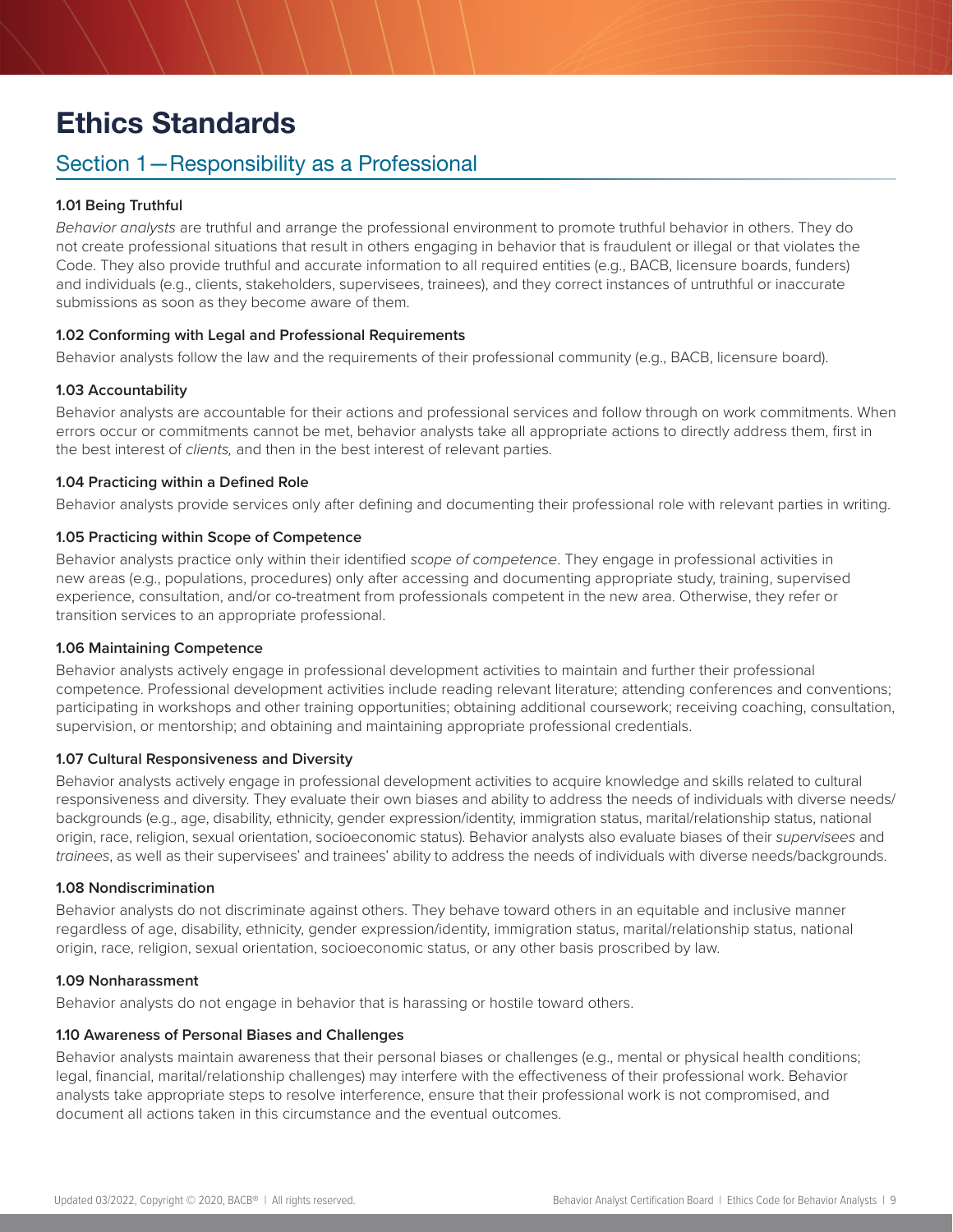# Ethics Standards

## Section 1—Responsibility as a Professional

**1.01 Being Truthful**

*Behavior analysts* are truthful and arrange the professional environment to promote truthful behavior in others. They do not create professional situations that result in others engaging in behavior that is fraudulent or illegal or that violates the Code. They also provide truthful and accurate information to all required entities (e.g., BACB, licensure boards, funders) and individuals (e.g., clients, stakeholders, supervisees, trainees), and they correct instances of untruthful or inaccurate submissions as soon as they become aware of them.

**1.02 Conforming with Legal and Professional Requirements**

Behavior analysts follow the law and the requirements of their professional community (e.g., BACB, licensure board).

**1.03 Accountability**

Behavior analysts are accountable for their actions and professional services and follow through on work commitments. When errors occur or commitments cannot be met, behavior analysts take all appropriate actions to directly address them, first in the best interest of *clients,* and then in the best interest of relevant parties.

**1.04 Practicing within a Defined Role**

Behavior analysts provide services only after defining and documenting their professional role with relevant parties in writing.

**1.05 Practicing within Scope of Competence**

Behavior analysts practice only within their identified *scope of competence*. They engage in professional activities in new areas (e.g., populations, procedures) only after accessing and documenting appropriate study, training, supervised experience, consultation, and/or co-treatment from professionals competent in the new area. Otherwise, they refer or transition services to an appropriate professional.

**1.06 Maintaining Competence**

Behavior analysts actively engage in professional development activities to maintain and further their professional competence. Professional development activities include reading relevant literature; attending conferences and conventions; participating in workshops and other training opportunities; obtaining additional coursework; receiving coaching, consultation, supervision, or mentorship; and obtaining and maintaining appropriate professional credentials.

**1.07 Cultural Responsiveness and Diversity**

Behavior analysts actively engage in professional development activities to acquire knowledge and skills related to cultural responsiveness and diversity. They evaluate their own biases and ability to address the needs of individuals with diverse needs/backgrounds (e.g., age, disability, ethnicity, gender expression/identity, immigration status, marital/relationship status, national origin, race, religion, sexual orientation, socioeconomic status). Behavior analysts also evaluate biases of their *supervisees* and *trainees*, as well as their supervisees' and trainees' ability to address the needs of individuals with diverse needs/backgrounds.

**1.08 Nondiscrimination**

Behavior analysts do not discriminate against others. They behave toward others in an equitable and inclusive manner regardless of age, disability, ethnicity, gender expression/identity, immigration status, marital/relationship status, national origin, race, religion, sexual orientation, socioeconomic status, or any other basis proscribed by law.

**1.09 Nonharassment**

Behavior analysts do not engage in behavior that is harassing or hostile toward others.

**1.10 Awareness of Personal Biases and Challenges**

Behavior analysts maintain awareness that their personal biases or challenges (e.g., mental or physical health conditions; legal, financial, marital/relationship challenges) may interfere with the effectiveness of their professional work. Behavior analysts take appropriate steps to resolve interference, ensure that their professional work is not compromised, and document all actions taken in this circumstance and the eventual outcomes.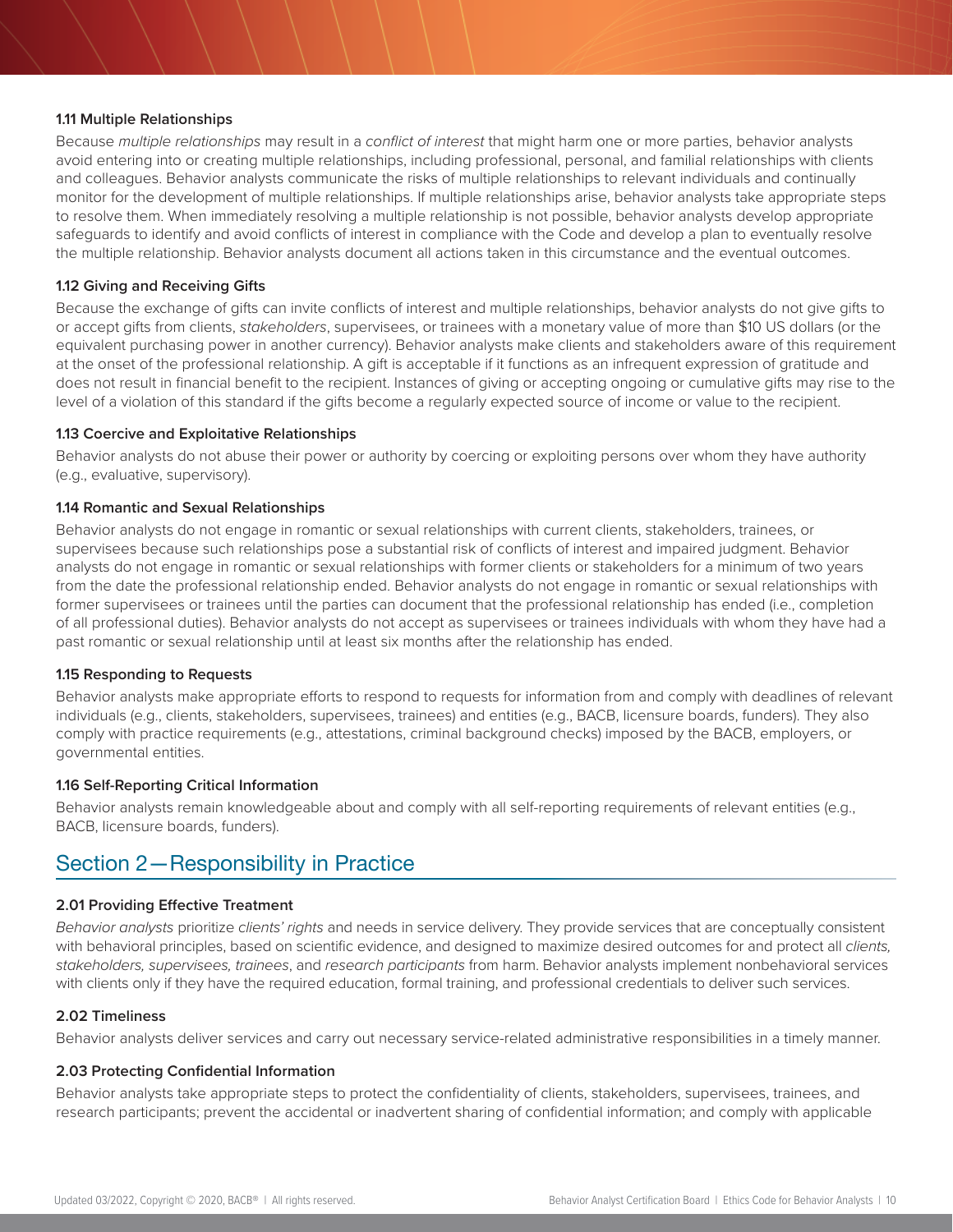**1.11 Multiple Relationships**

Because *multiple relationships* may result in a *conflict of interest* that might harm one or more parties, behavior analysts avoid entering into or creating multiple relationships, including professional, personal, and familial relationships with clients and colleagues. Behavior analysts communicate the risks of multiple relationships to relevant individuals and continually monitor for the development of multiple relationships. If multiple relationships arise, behavior analysts take appropriate steps to resolve them. When immediately resolving a multiple relationship is not possible, behavior analysts develop appropriate safeguards to identify and avoid conflicts of interest in compliance with the Code and develop a plan to eventually resolve the multiple relationship. Behavior analysts document all actions taken in this circumstance and the eventual outcomes.

**1.12 Giving and Receiving Gifts**

Because the exchange of gifts can invite conflicts of interest and multiple relationships, behavior analysts do not give gifts to or accept gifts from clients, *stakeholders*, supervisees, or trainees with a monetary value of more than $10 US dollars (or the equivalent purchasing power in another currency). Behavior analysts make clients and stakeholders aware of this requirement at the onset of the professional relationship. A gift is acceptable if it functions as an infrequent expression of gratitude and does not result in financial benefit to the recipient. Instances of giving or accepting ongoing or cumulative gifts may rise to the level of a violation of this standard if the gifts become a regularly expected source of income or value to the recipient.

**1.13 Coercive and Exploitative Relationships**

Behavior analysts do not abuse their power or authority by coercing or exploiting persons over whom they have authority (e.g., evaluative, supervisory).

**1.14 Romantic and Sexual Relationships**

Behavior analysts do not engage in romantic or sexual relationships with current clients, stakeholders, trainees, or supervisees because such relationships pose a substantial risk of conflicts of interest and impaired judgment. Behavior analysts do not engage in romantic or sexual relationships with former clients or stakeholders for a minimum of two years from the date the professional relationship ended. Behavior analysts do not engage in romantic or sexual relationships with former supervisees or trainees until the parties can document that the professional relationship has ended (i.e., completion of all professional duties). Behavior analysts do not accept as supervisees or trainees individuals with whom they have had a past romantic or sexual relationship until at least six months after the relationship has ended.

**1.15 Responding to Requests**

Behavior analysts make appropriate efforts to respond to requests for information from and comply with deadlines of relevant individuals (e.g., clients, stakeholders, supervisees, trainees) and entities (e.g., BACB, licensure boards, funders). They also comply with practice requirements (e.g., attestations, criminal background checks) imposed by the BACB, employers, or governmental entities.

**1.16 Self-Reporting Critical Information**

Behavior analysts remain knowledgeable about and comply with all self-reporting requirements of relevant entities (e.g., BACB, licensure boards, funders).

## Section 2—Responsibility in Practice

**2.01 Providing Effective Treatment**

*Behavior analysts* prioritize *clients' rights* and needs in service delivery. They provide services that are conceptually consistent with behavioral principles, based on scientific evidence, and designed to maximize desired outcomes for and protect all *clients, stakeholders, supervisees, trainees*, and *research participants* from harm. Behavior analysts implement nonbehavioral services with clients only if they have the required education, formal training, and professional credentials to deliver such services.

**2.02 Timeliness**

Behavior analysts deliver services and carry out necessary service-related administrative responsibilities in a timely manner.

**2.03 Protecting Confidential Information**

Behavior analysts take appropriate steps to protect the confidentiality of clients, stakeholders, supervisees, trainees, and research participants; prevent the accidental or inadvertent sharing of confidential information; and comply with applicable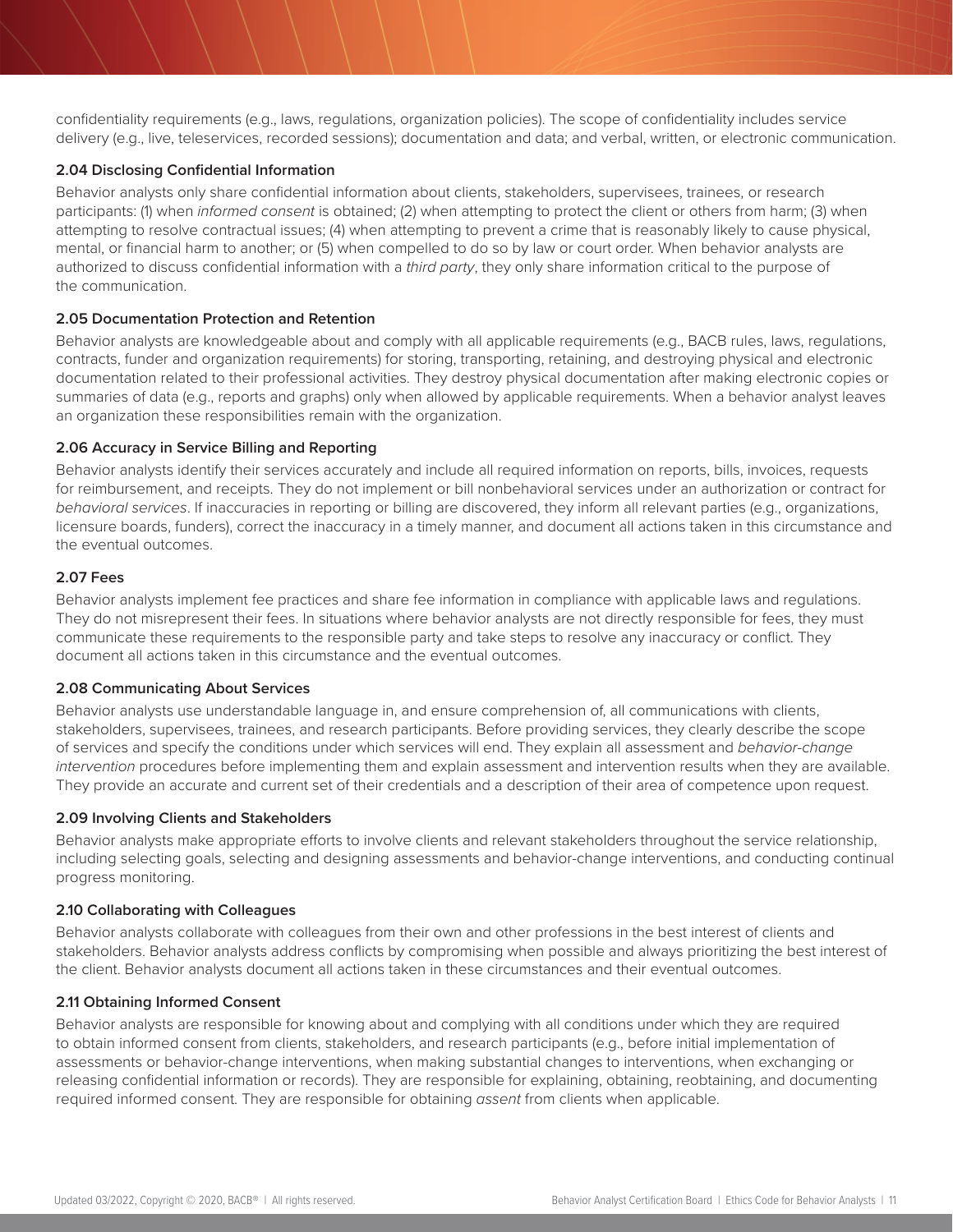confidentiality requirements (e.g., laws, regulations, organization policies). The scope of confidentiality includes service delivery (e.g., live, teleservices, recorded sessions); documentation and data; and verbal, written, or electronic communication.

### 2.04 Disclosing Confidential Information

Behavior analysts only share confidential information about clients, stakeholders, supervisees, trainees, or research participants: (1) when *informed consent* is obtained; (2) when attempting to protect the client or others from harm; (3) when attempting to resolve contractual issues; (4) when attempting to prevent a crime that is reasonably likely to cause physical, mental, or financial harm to another; or (5) when compelled to do so by law or court order. When behavior analysts are authorized to discuss confidential information with a *third party*, they only share information critical to the purpose of the communication.

### 2.05 Documentation Protection and Retention

Behavior analysts are knowledgeable about and comply with all applicable requirements (e.g., BACB rules, laws, regulations, contracts, funder and organization requirements) for storing, transporting, retaining, and destroying physical and electronic documentation related to their professional activities. They destroy physical documentation after making electronic copies or summaries of data (e.g., reports and graphs) only when allowed by applicable requirements. When a behavior analyst leaves an organization these responsibilities remain with the organization.

### 2.06 Accuracy in Service Billing and Reporting

Behavior analysts identify their services accurately and include all required information on reports, bills, invoices, requests for reimbursement, and receipts. They do not implement or bill nonbehavioral services under an authorization or contract for *behavioral services*. If inaccuracies in reporting or billing are discovered, they inform all relevant parties (e.g., organizations, licensure boards, funders), correct the inaccuracy in a timely manner, and document all actions taken in this circumstance and the eventual outcomes.

### 2.07 Fees

Behavior analysts implement fee practices and share fee information in compliance with applicable laws and regulations. They do not misrepresent their fees. In situations where behavior analysts are not directly responsible for fees, they must communicate these requirements to the responsible party and take steps to resolve any inaccuracy or conflict. They document all actions taken in this circumstance and the eventual outcomes.

### 2.08 Communicating About Services

Behavior analysts use understandable language in, and ensure comprehension of, all communications with clients, stakeholders, supervisees, trainees, and research participants. Before providing services, they clearly describe the scope of services and specify the conditions under which services will end. They explain all assessment and *behavior-change intervention* procedures before implementing them and explain assessment and intervention results when they are available. They provide an accurate and current set of their credentials and a description of their area of competence upon request.

### 2.09 Involving Clients and Stakeholders

Behavior analysts make appropriate efforts to involve clients and relevant stakeholders throughout the service relationship, including selecting goals, selecting and designing assessments and behavior-change interventions, and conducting continual progress monitoring.

### 2.10 Collaborating with Colleagues

Behavior analysts collaborate with colleagues from their own and other professions in the best interest of clients and stakeholders. Behavior analysts address conflicts by compromising when possible and always prioritizing the best interest of the client. Behavior analysts document all actions taken in these circumstances and their eventual outcomes.

### 2.11 Obtaining Informed Consent

Behavior analysts are responsible for knowing about and complying with all conditions under which they are required to obtain informed consent from clients, stakeholders, and research participants (e.g., before initial implementation of assessments or behavior-change interventions, when making substantial changes to interventions, when exchanging or releasing confidential information or records). They are responsible for explaining, obtaining, reobtaining, and documenting required informed consent. They are responsible for obtaining *assent* from clients when applicable.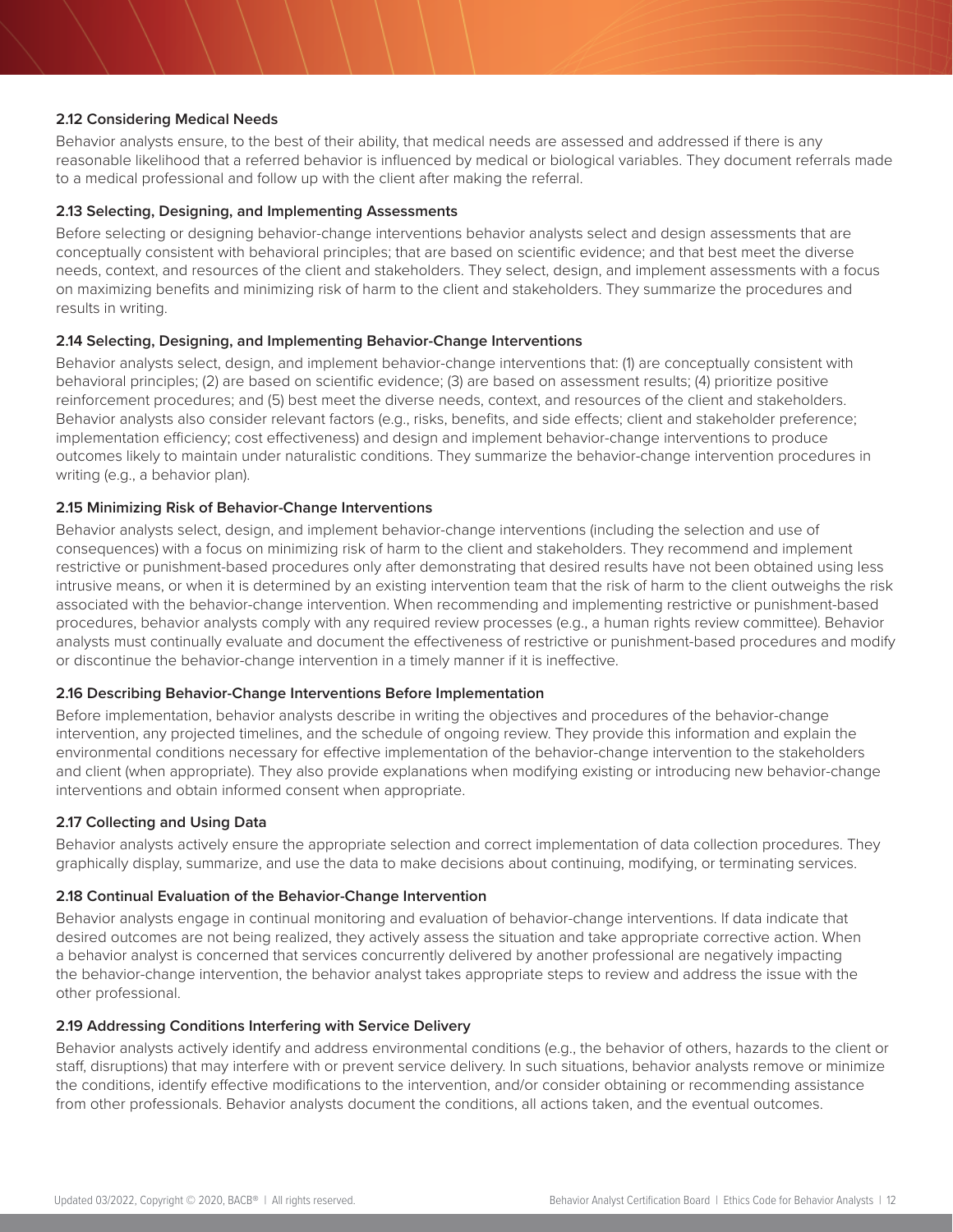### 2.12 Considering Medical Needs

Behavior analysts ensure, to the best of their ability, that medical needs are assessed and addressed if there is any reasonable likelihood that a referred behavior is influenced by medical or biological variables. They document referrals made to a medical professional and follow up with the client after making the referral.

### 2.13 Selecting, Designing, and Implementing Assessments

Before selecting or designing behavior-change interventions behavior analysts select and design assessments that are conceptually consistent with behavioral principles; that are based on scientific evidence; and that best meet the diverse needs, context, and resources of the client and stakeholders. They select, design, and implement assessments with a focus on maximizing benefits and minimizing risk of harm to the client and stakeholders. They summarize the procedures and results in writing.

### 2.14 Selecting, Designing, and Implementing Behavior-Change Interventions

Behavior analysts select, design, and implement behavior-change interventions that: (1) are conceptually consistent with behavioral principles; (2) are based on scientific evidence; (3) are based on assessment results; (4) prioritize positive reinforcement procedures; and (5) best meet the diverse needs, context, and resources of the client and stakeholders. Behavior analysts also consider relevant factors (e.g., risks, benefits, and side effects; client and stakeholder preference; implementation efficiency; cost effectiveness) and design and implement behavior-change interventions to produce outcomes likely to maintain under naturalistic conditions. They summarize the behavior-change intervention procedures in writing (e.g., a behavior plan).

### 2.15 Minimizing Risk of Behavior-Change Interventions

Behavior analysts select, design, and implement behavior-change interventions (including the selection and use of consequences) with a focus on minimizing risk of harm to the client and stakeholders. They recommend and implement restrictive or punishment-based procedures only after demonstrating that desired results have not been obtained using less intrusive means, or when it is determined by an existing intervention team that the risk of harm to the client outweighs the risk associated with the behavior-change intervention. When recommending and implementing restrictive or punishment-based procedures, behavior analysts comply with any required review processes (e.g., a human rights review committee). Behavior analysts must continually evaluate and document the effectiveness of restrictive or punishment-based procedures and modify or discontinue the behavior-change intervention in a timely manner if it is ineffective.

### 2.16 Describing Behavior-Change Interventions Before Implementation

Before implementation, behavior analysts describe in writing the objectives and procedures of the behavior-change intervention, any projected timelines, and the schedule of ongoing review. They provide this information and explain the environmental conditions necessary for effective implementation of the behavior-change intervention to the stakeholders and client (when appropriate). They also provide explanations when modifying existing or introducing new behavior-change interventions and obtain informed consent when appropriate.

### 2.17 Collecting and Using Data

Behavior analysts actively ensure the appropriate selection and correct implementation of data collection procedures. They graphically display, summarize, and use the data to make decisions about continuing, modifying, or terminating services.

### 2.18 Continual Evaluation of the Behavior-Change Intervention

Behavior analysts engage in continual monitoring and evaluation of behavior-change interventions. If data indicate that desired outcomes are not being realized, they actively assess the situation and take appropriate corrective action. When a behavior analyst is concerned that services concurrently delivered by another professional are negatively impacting the behavior-change intervention, the behavior analyst takes appropriate steps to review and address the issue with the other professional.

### 2.19 Addressing Conditions Interfering with Service Delivery

Behavior analysts actively identify and address environmental conditions (e.g., the behavior of others, hazards to the client or staff, disruptions) that may interfere with or prevent service delivery. In such situations, behavior analysts remove or minimize the conditions, identify effective modifications to the intervention, and/or consider obtaining or recommending assistance from other professionals. Behavior analysts document the conditions, all actions taken, and the eventual outcomes.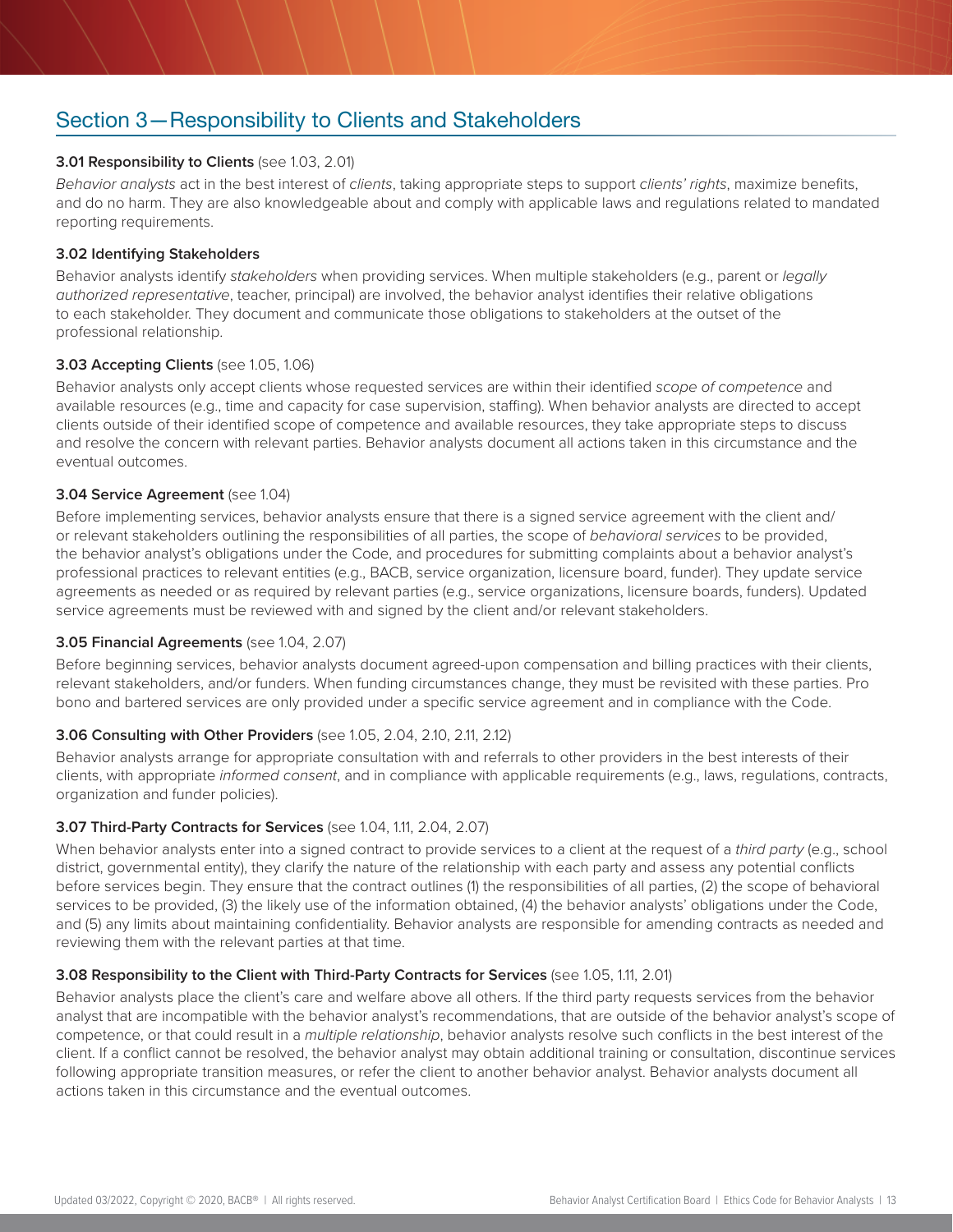## Section 3—Responsibility to Clients and Stakeholders

**3.01 Responsibility to Clients** (see 1.03, 2.01)

*Behavior analysts* act in the best interest of *clients*, taking appropriate steps to support *clients' rights*, maximize benefits, and do no harm. They are also knowledgeable about and comply with applicable laws and regulations related to mandated reporting requirements.

**3.02 Identifying Stakeholders**

Behavior analysts identify *stakeholders* when providing services. When multiple stakeholders (e.g., parent or *legally authorized representative*, teacher, principal) are involved, the behavior analyst identifies their relative obligations to each stakeholder. They document and communicate those obligations to stakeholders at the outset of the professional relationship.

**3.03 Accepting Clients** (see 1.05, 1.06)

Behavior analysts only accept clients whose requested services are within their identified *scope of competence* and available resources (e.g., time and capacity for case supervision, staffing). When behavior analysts are directed to accept clients outside of their identified scope of competence and available resources, they take appropriate steps to discuss and resolve the concern with relevant parties. Behavior analysts document all actions taken in this circumstance and the eventual outcomes.

**3.04 Service Agreement** (see 1.04)

Before implementing services, behavior analysts ensure that there is a signed service agreement with the client and/or relevant stakeholders outlining the responsibilities of all parties, the scope of *behavioral services* to be provided, the behavior analyst's obligations under the Code, and procedures for submitting complaints about a behavior analyst's professional practices to relevant entities (e.g., BACB, service organization, licensure board, funder). They update service agreements as needed or as required by relevant parties (e.g., service organizations, licensure boards, funders). Updated service agreements must be reviewed with and signed by the client and/or relevant stakeholders.

**3.05 Financial Agreements** (see 1.04, 2.07)

Before beginning services, behavior analysts document agreed-upon compensation and billing practices with their clients, relevant stakeholders, and/or funders. When funding circumstances change, they must be revisited with these parties. Pro bono and bartered services are only provided under a specific service agreement and in compliance with the Code.

**3.06 Consulting with Other Providers** (see 1.05, 2.04, 2.10, 2.11, 2.12)

Behavior analysts arrange for appropriate consultation with and referrals to other providers in the best interests of their clients, with appropriate *informed consent*, and in compliance with applicable requirements (e.g., laws, regulations, contracts, organization and funder policies).

**3.07 Third-Party Contracts for Services** (see 1.04, 1.11, 2.04, 2.07)

When behavior analysts enter into a signed contract to provide services to a client at the request of a *third party* (e.g., school district, governmental entity), they clarify the nature of the relationship with each party and assess any potential conflicts before services begin. They ensure that the contract outlines (1) the responsibilities of all parties, (2) the scope of behavioral services to be provided, (3) the likely use of the information obtained, (4) the behavior analysts' obligations under the Code, and (5) any limits about maintaining confidentiality. Behavior analysts are responsible for amending contracts as needed and reviewing them with the relevant parties at that time.

**3.08 Responsibility to the Client with Third-Party Contracts for Services** (see 1.05, 1.11, 2.01)

Behavior analysts place the client's care and welfare above all others. If the third party requests services from the behavior analyst that are incompatible with the behavior analyst's recommendations, that are outside of the behavior analyst's scope of competence, or that could result in a *multiple relationship*, behavior analysts resolve such conflicts in the best interest of the client. If a conflict cannot be resolved, the behavior analyst may obtain additional training or consultation, discontinue services following appropriate transition measures, or refer the client to another behavior analyst. Behavior analysts document all actions taken in this circumstance and the eventual outcomes.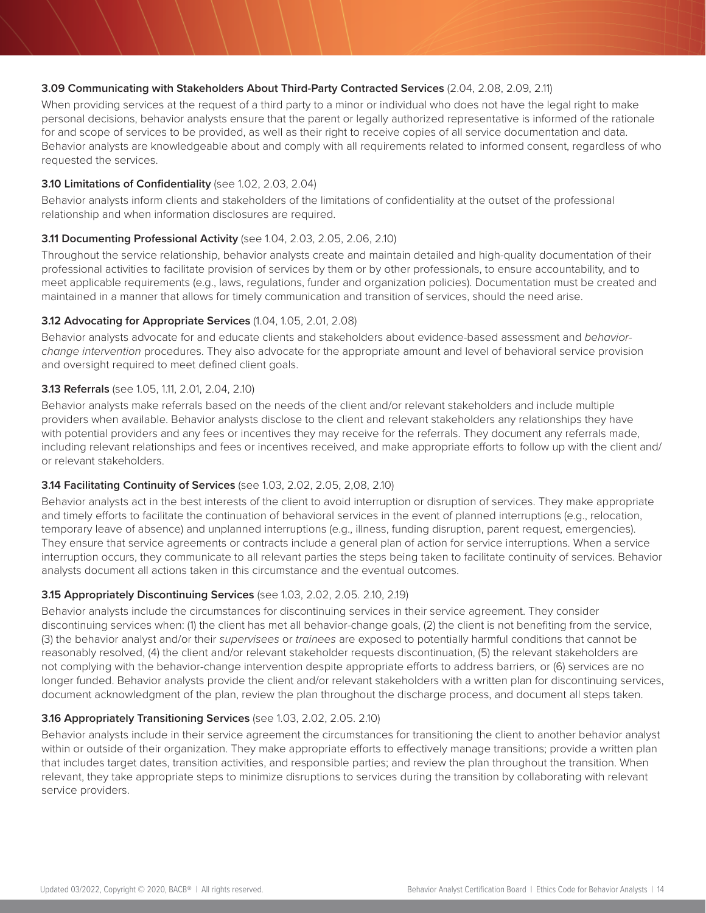**3.09 Communicating with Stakeholders About Third-Party Contracted Services** (2.04, 2.08, 2.09, 2.11)

When providing services at the request of a third party to a minor or individual who does not have the legal right to make personal decisions, behavior analysts ensure that the parent or legally authorized representative is informed of the rationale for and scope of services to be provided, as well as their right to receive copies of all service documentation and data. Behavior analysts are knowledgeable about and comply with all requirements related to informed consent, regardless of who requested the services.

**3.10 Limitations of Confidentiality** (see 1.02, 2.03, 2.04)

Behavior analysts inform clients and stakeholders of the limitations of confidentiality at the outset of the professional relationship and when information disclosures are required.

**3.11 Documenting Professional Activity** (see 1.04, 2.03, 2.05, 2.06, 2.10)

Throughout the service relationship, behavior analysts create and maintain detailed and high-quality documentation of their professional activities to facilitate provision of services by them or by other professionals, to ensure accountability, and to meet applicable requirements (e.g., laws, regulations, funder and organization policies). Documentation must be created and maintained in a manner that allows for timely communication and transition of services, should the need arise.

**3.12 Advocating for Appropriate Services** (1.04, 1.05, 2.01, 2.08)

Behavior analysts advocate for and educate clients and stakeholders about evidence-based assessment and *behavior-change intervention* procedures. They also advocate for the appropriate amount and level of behavioral service provision and oversight required to meet defined client goals.

**3.13 Referrals** (see 1.05, 1.11, 2.01, 2.04, 2.10)

Behavior analysts make referrals based on the needs of the client and/or relevant stakeholders and include multiple providers when available. Behavior analysts disclose to the client and relevant stakeholders any relationships they have with potential providers and any fees or incentives they may receive for the referrals. They document any referrals made, including relevant relationships and fees or incentives received, and make appropriate efforts to follow up with the client and/or relevant stakeholders.

**3.14 Facilitating Continuity of Services** (see 1.03, 2.02, 2.05, 2,08, 2.10)

Behavior analysts act in the best interests of the client to avoid interruption or disruption of services. They make appropriate and timely efforts to facilitate the continuation of behavioral services in the event of planned interruptions (e.g., relocation, temporary leave of absence) and unplanned interruptions (e.g., illness, funding disruption, parent request, emergencies). They ensure that service agreements or contracts include a general plan of action for service interruptions. When a service interruption occurs, they communicate to all relevant parties the steps being taken to facilitate continuity of services. Behavior analysts document all actions taken in this circumstance and the eventual outcomes.

**3.15 Appropriately Discontinuing Services** (see 1.03, 2.02, 2.05. 2.10, 2.19)

Behavior analysts include the circumstances for discontinuing services in their service agreement. They consider discontinuing services when: (1) the client has met all behavior-change goals, (2) the client is not benefiting from the service, (3) the behavior analyst and/or their *supervisees* or *trainees* are exposed to potentially harmful conditions that cannot be reasonably resolved, (4) the client and/or relevant stakeholder requests discontinuation, (5) the relevant stakeholders are not complying with the behavior-change intervention despite appropriate efforts to address barriers, or (6) services are no longer funded. Behavior analysts provide the client and/or relevant stakeholders with a written plan for discontinuing services, document acknowledgment of the plan, review the plan throughout the discharge process, and document all steps taken.

**3.16 Appropriately Transitioning Services** (see 1.03, 2.02, 2.05. 2.10)

Behavior analysts include in their service agreement the circumstances for transitioning the client to another behavior analyst within or outside of their organization. They make appropriate efforts to effectively manage transitions; provide a written plan that includes target dates, transition activities, and responsible parties; and review the plan throughout the transition. When relevant, they take appropriate steps to minimize disruptions to services during the transition by collaborating with relevant service providers.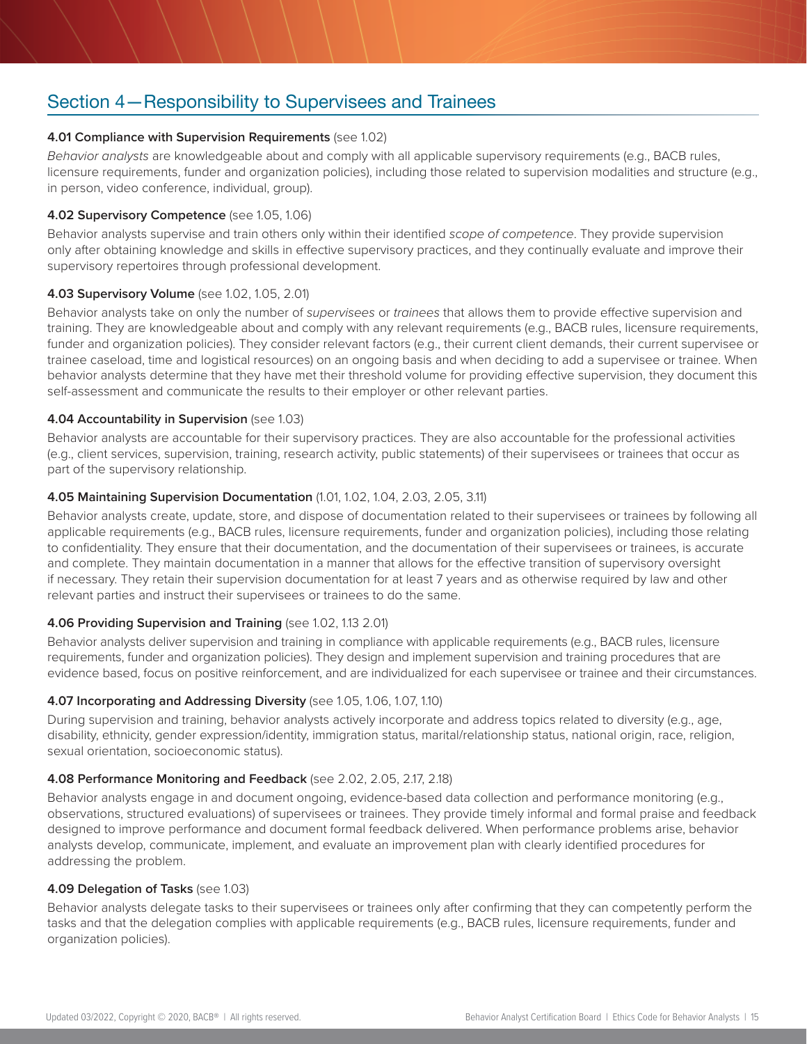## Section 4—Responsibility to Supervisees and Trainees

**4.01 Compliance with Supervision Requirements** (see 1.02)

*Behavior analysts* are knowledgeable about and comply with all applicable supervisory requirements (e.g., BACB rules, licensure requirements, funder and organization policies), including those related to supervision modalities and structure (e.g., in person, video conference, individual, group).

**4.02 Supervisory Competence** (see 1.05, 1.06)

Behavior analysts supervise and train others only within their identified *scope of competence*. They provide supervision only after obtaining knowledge and skills in effective supervisory practices, and they continually evaluate and improve their supervisory repertoires through professional development.

**4.03 Supervisory Volume** (see 1.02, 1.05, 2.01)

Behavior analysts take on only the number of *supervisees* or *trainees* that allows them to provide effective supervision and training. They are knowledgeable about and comply with any relevant requirements (e.g., BACB rules, licensure requirements, funder and organization policies). They consider relevant factors (e.g., their current client demands, their current supervisee or trainee caseload, time and logistical resources) on an ongoing basis and when deciding to add a supervisee or trainee. When behavior analysts determine that they have met their threshold volume for providing effective supervision, they document this self-assessment and communicate the results to their employer or other relevant parties.

**4.04 Accountability in Supervision** (see 1.03)

Behavior analysts are accountable for their supervisory practices. They are also accountable for the professional activities (e.g., client services, supervision, training, research activity, public statements) of their supervisees or trainees that occur as part of the supervisory relationship.

**4.05 Maintaining Supervision Documentation** (1.01, 1.02, 1.04, 2.03, 2.05, 3.11)

Behavior analysts create, update, store, and dispose of documentation related to their supervisees or trainees by following all applicable requirements (e.g., BACB rules, licensure requirements, funder and organization policies), including those relating to confidentiality. They ensure that their documentation, and the documentation of their supervisees or trainees, is accurate and complete. They maintain documentation in a manner that allows for the effective transition of supervisory oversight if necessary. They retain their supervision documentation for at least 7 years and as otherwise required by law and other relevant parties and instruct their supervisees or trainees to do the same.

**4.06 Providing Supervision and Training** (see 1.02, 1.13 2.01)

Behavior analysts deliver supervision and training in compliance with applicable requirements (e.g., BACB rules, licensure requirements, funder and organization policies). They design and implement supervision and training procedures that are evidence based, focus on positive reinforcement, and are individualized for each supervisee or trainee and their circumstances.

**4.07 Incorporating and Addressing Diversity** (see 1.05, 1.06, 1.07, 1.10)

During supervision and training, behavior analysts actively incorporate and address topics related to diversity (e.g., age, disability, ethnicity, gender expression/identity, immigration status, marital/relationship status, national origin, race, religion, sexual orientation, socioeconomic status).

**4.08 Performance Monitoring and Feedback** (see 2.02, 2.05, 2.17, 2.18)

Behavior analysts engage in and document ongoing, evidence-based data collection and performance monitoring (e.g., observations, structured evaluations) of supervisees or trainees. They provide timely informal and formal praise and feedback designed to improve performance and document formal feedback delivered. When performance problems arise, behavior analysts develop, communicate, implement, and evaluate an improvement plan with clearly identified procedures for addressing the problem.

**4.09 Delegation of Tasks** (see 1.03)

Behavior analysts delegate tasks to their supervisees or trainees only after confirming that they can competently perform the tasks and that the delegation complies with applicable requirements (e.g., BACB rules, licensure requirements, funder and organization policies).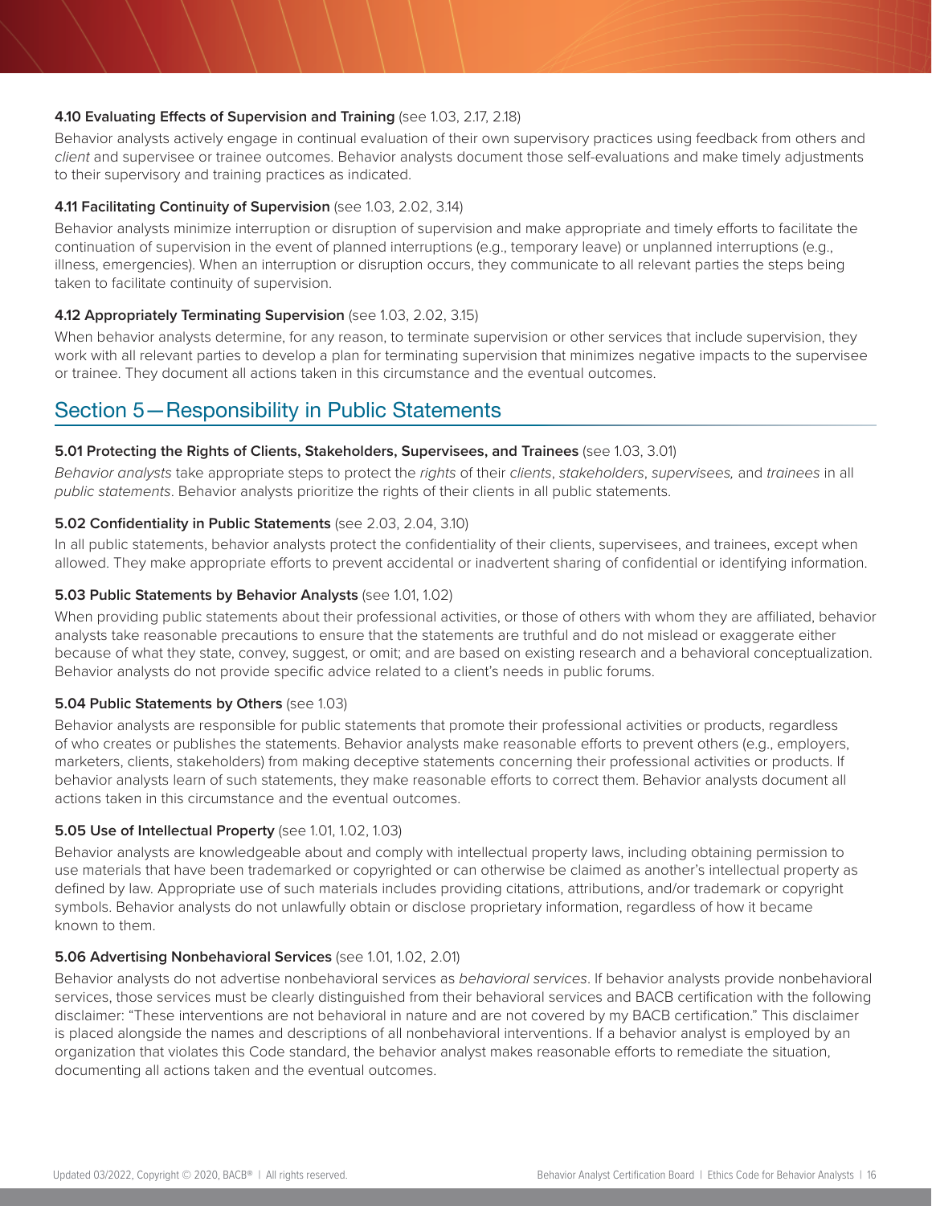**4.10 Evaluating Effects of Supervision and Training** (see 1.03, 2.17, 2.18)

Behavior analysts actively engage in continual evaluation of their own supervisory practices using feedback from others and *client* and supervisee or trainee outcomes. Behavior analysts document those self-evaluations and make timely adjustments to their supervisory and training practices as indicated.

**4.11 Facilitating Continuity of Supervision** (see 1.03, 2.02, 3.14)

Behavior analysts minimize interruption or disruption of supervision and make appropriate and timely efforts to facilitate the continuation of supervision in the event of planned interruptions (e.g., temporary leave) or unplanned interruptions (e.g., illness, emergencies). When an interruption or disruption occurs, they communicate to all relevant parties the steps being taken to facilitate continuity of supervision.

**4.12 Appropriately Terminating Supervision** (see 1.03, 2.02, 3.15)

When behavior analysts determine, for any reason, to terminate supervision or other services that include supervision, they work with all relevant parties to develop a plan for terminating supervision that minimizes negative impacts to the supervisee or trainee. They document all actions taken in this circumstance and the eventual outcomes.

## Section 5—Responsibility in Public Statements

**5.01 Protecting the Rights of Clients, Stakeholders, Supervisees, and Trainees** (see 1.03, 3.01)

*Behavior analysts* take appropriate steps to protect the *rights* of their *clients*, *stakeholders*, *supervisees,* and *trainees* in all *public statements*. Behavior analysts prioritize the rights of their clients in all public statements.

**5.02 Confidentiality in Public Statements** (see 2.03, 2.04, 3.10)

In all public statements, behavior analysts protect the confidentiality of their clients, supervisees, and trainees, except when allowed. They make appropriate efforts to prevent accidental or inadvertent sharing of confidential or identifying information.

**5.03 Public Statements by Behavior Analysts** (see 1.01, 1.02)

When providing public statements about their professional activities, or those of others with whom they are affiliated, behavior analysts take reasonable precautions to ensure that the statements are truthful and do not mislead or exaggerate either because of what they state, convey, suggest, or omit; and are based on existing research and a behavioral conceptualization. Behavior analysts do not provide specific advice related to a client's needs in public forums.

**5.04 Public Statements by Others** (see 1.03)

Behavior analysts are responsible for public statements that promote their professional activities or products, regardless of who creates or publishes the statements. Behavior analysts make reasonable efforts to prevent others (e.g., employers, marketers, clients, stakeholders) from making deceptive statements concerning their professional activities or products. If behavior analysts learn of such statements, they make reasonable efforts to correct them. Behavior analysts document all actions taken in this circumstance and the eventual outcomes.

**5.05 Use of Intellectual Property** (see 1.01, 1.02, 1.03)

Behavior analysts are knowledgeable about and comply with intellectual property laws, including obtaining permission to use materials that have been trademarked or copyrighted or can otherwise be claimed as another's intellectual property as defined by law. Appropriate use of such materials includes providing citations, attributions, and/or trademark or copyright symbols. Behavior analysts do not unlawfully obtain or disclose proprietary information, regardless of how it became known to them.

**5.06 Advertising Nonbehavioral Services** (see 1.01, 1.02, 2.01)

Behavior analysts do not advertise nonbehavioral services as *behavioral services*. If behavior analysts provide nonbehavioral services, those services must be clearly distinguished from their behavioral services and BACB certification with the following disclaimer: "These interventions are not behavioral in nature and are not covered by my BACB certification." This disclaimer is placed alongside the names and descriptions of all nonbehavioral interventions. If a behavior analyst is employed by an organization that violates this Code standard, the behavior analyst makes reasonable efforts to remediate the situation, documenting all actions taken and the eventual outcomes.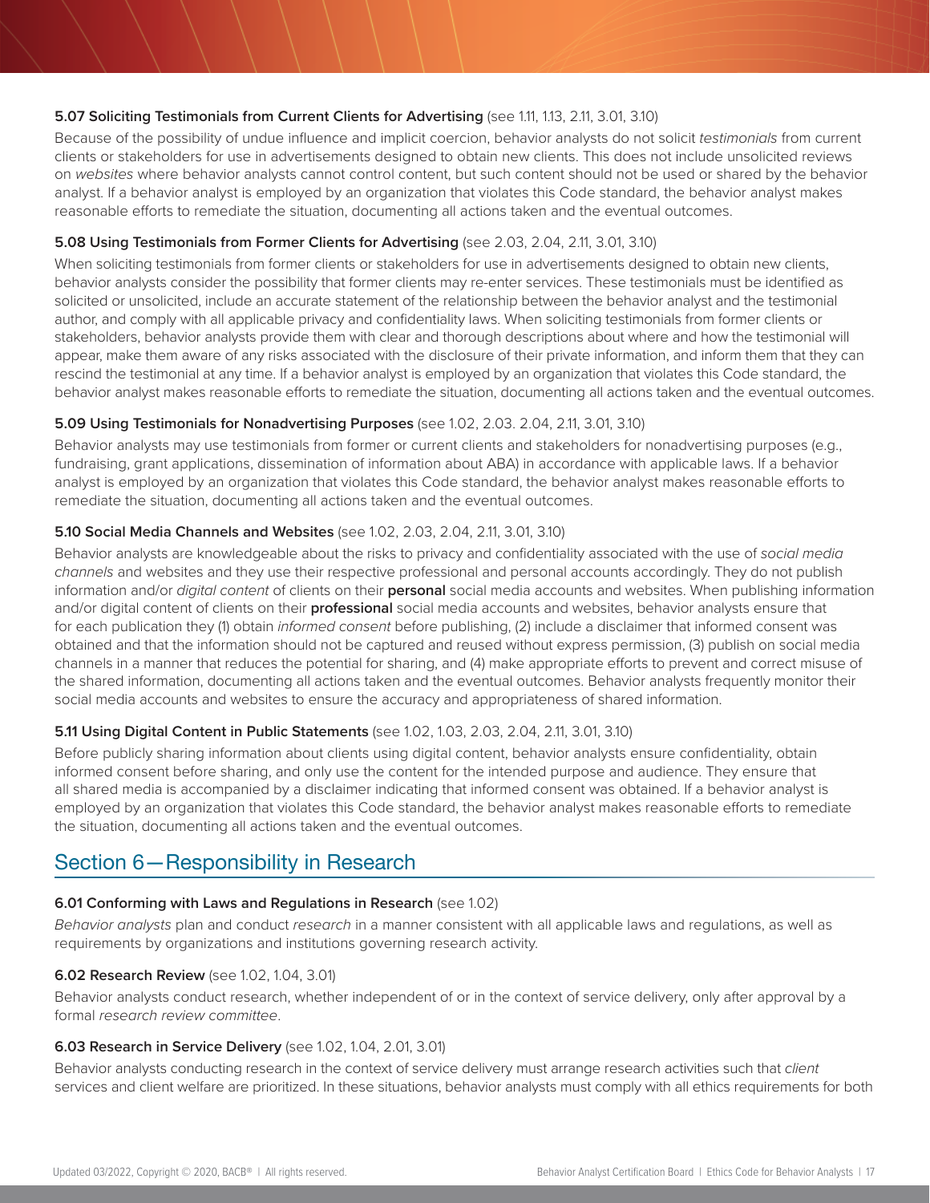**5.07 Soliciting Testimonials from Current Clients for Advertising** (see 1.11, 1.13, 2.11, 3.01, 3.10)

Because of the possibility of undue influence and implicit coercion, behavior analysts do not solicit *testimonials* from current clients or stakeholders for use in advertisements designed to obtain new clients. This does not include unsolicited reviews on *websites* where behavior analysts cannot control content, but such content should not be used or shared by the behavior analyst. If a behavior analyst is employed by an organization that violates this Code standard, the behavior analyst makes reasonable efforts to remediate the situation, documenting all actions taken and the eventual outcomes.

**5.08 Using Testimonials from Former Clients for Advertising** (see 2.03, 2.04, 2.11, 3.01, 3.10)

When soliciting testimonials from former clients or stakeholders for use in advertisements designed to obtain new clients, behavior analysts consider the possibility that former clients may re-enter services. These testimonials must be identified as solicited or unsolicited, include an accurate statement of the relationship between the behavior analyst and the testimonial author, and comply with all applicable privacy and confidentiality laws. When soliciting testimonials from former clients or stakeholders, behavior analysts provide them with clear and thorough descriptions about where and how the testimonial will appear, make them aware of any risks associated with the disclosure of their private information, and inform them that they can rescind the testimonial at any time. If a behavior analyst is employed by an organization that violates this Code standard, the behavior analyst makes reasonable efforts to remediate the situation, documenting all actions taken and the eventual outcomes.

**5.09 Using Testimonials for Nonadvertising Purposes** (see 1.02, 2.03. 2.04, 2.11, 3.01, 3.10)

Behavior analysts may use testimonials from former or current clients and stakeholders for nonadvertising purposes (e.g., fundraising, grant applications, dissemination of information about ABA) in accordance with applicable laws. If a behavior analyst is employed by an organization that violates this Code standard, the behavior analyst makes reasonable efforts to remediate the situation, documenting all actions taken and the eventual outcomes.

**5.10 Social Media Channels and Websites** (see 1.02, 2.03, 2.04, 2.11, 3.01, 3.10)

Behavior analysts are knowledgeable about the risks to privacy and confidentiality associated with the use of *social media channels* and websites and they use their respective professional and personal accounts accordingly. They do not publish information and/or *digital content* of clients on their **personal** social media accounts and websites. When publishing information and/or digital content of clients on their **professional** social media accounts and websites, behavior analysts ensure that for each publication they (1) obtain *informed consent* before publishing, (2) include a disclaimer that informed consent was obtained and that the information should not be captured and reused without express permission, (3) publish on social media channels in a manner that reduces the potential for sharing, and (4) make appropriate efforts to prevent and correct misuse of the shared information, documenting all actions taken and the eventual outcomes. Behavior analysts frequently monitor their social media accounts and websites to ensure the accuracy and appropriateness of shared information.

**5.11 Using Digital Content in Public Statements** (see 1.02, 1.03, 2.03, 2.04, 2.11, 3.01, 3.10)

Before publicly sharing information about clients using digital content, behavior analysts ensure confidentiality, obtain informed consent before sharing, and only use the content for the intended purpose and audience. They ensure that all shared media is accompanied by a disclaimer indicating that informed consent was obtained. If a behavior analyst is employed by an organization that violates this Code standard, the behavior analyst makes reasonable efforts to remediate the situation, documenting all actions taken and the eventual outcomes.

## Section 6—Responsibility in Research

**6.01 Conforming with Laws and Regulations in Research** (see 1.02)

*Behavior analysts* plan and conduct *research* in a manner consistent with all applicable laws and regulations, as well as requirements by organizations and institutions governing research activity.

**6.02 Research Review** (see 1.02, 1.04, 3.01)

Behavior analysts conduct research, whether independent of or in the context of service delivery, only after approval by a formal *research review committee*.

**6.03 Research in Service Delivery** (see 1.02, 1.04, 2.01, 3.01)

Behavior analysts conducting research in the context of service delivery must arrange research activities such that *client* services and client welfare are prioritized. In these situations, behavior analysts must comply with all ethics requirements for both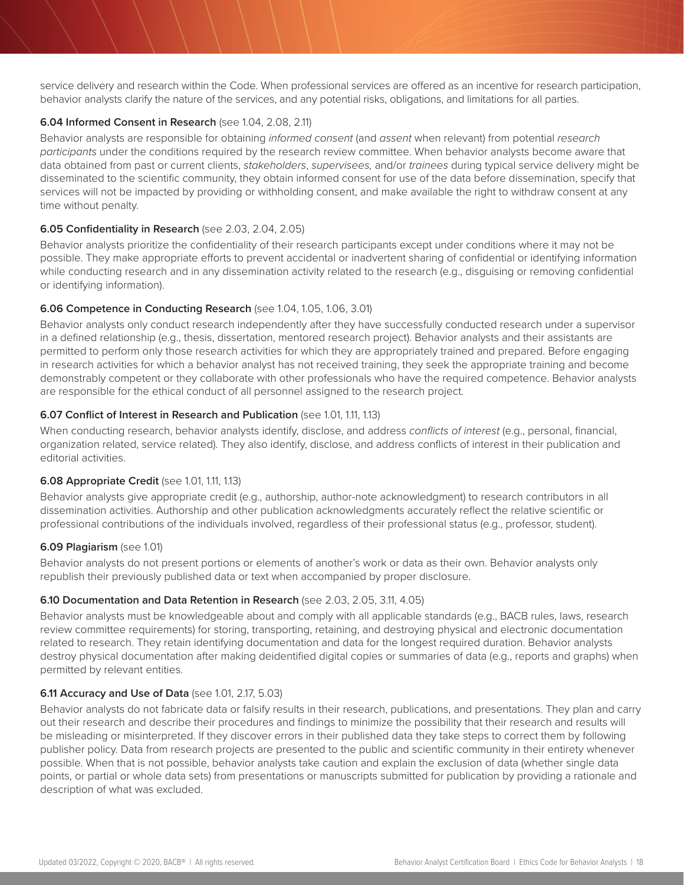service delivery and research within the Code. When professional services are offered as an incentive for research participation, behavior analysts clarify the nature of the services, and any potential risks, obligations, and limitations for all parties.

**6.04 Informed Consent in Research** (see 1.04, 2.08, 2.11)

Behavior analysts are responsible for obtaining *informed consent* (and *assent* when relevant) from potential *research participants* under the conditions required by the research review committee. When behavior analysts become aware that data obtained from past or current clients, *stakeholders*, *supervisees,* and/or *trainees* during typical service delivery might be disseminated to the scientific community, they obtain informed consent for use of the data before dissemination, specify that services will not be impacted by providing or withholding consent, and make available the right to withdraw consent at any time without penalty.

**6.05 Confidentiality in Research** (see 2.03, 2.04, 2.05)

Behavior analysts prioritize the confidentiality of their research participants except under conditions where it may not be possible. They make appropriate efforts to prevent accidental or inadvertent sharing of confidential or identifying information while conducting research and in any dissemination activity related to the research (e.g., disguising or removing confidential or identifying information).

**6.06 Competence in Conducting Research** (see 1.04, 1.05, 1.06, 3.01)

Behavior analysts only conduct research independently after they have successfully conducted research under a supervisor in a defined relationship (e.g., thesis, dissertation, mentored research project). Behavior analysts and their assistants are permitted to perform only those research activities for which they are appropriately trained and prepared. Before engaging in research activities for which a behavior analyst has not received training, they seek the appropriate training and become demonstrably competent or they collaborate with other professionals who have the required competence. Behavior analysts are responsible for the ethical conduct of all personnel assigned to the research project.

**6.07 Conflict of Interest in Research and Publication** (see 1.01, 1.11, 1.13)

When conducting research, behavior analysts identify, disclose, and address *conflicts of interest* (e.g., personal, financial, organization related, service related). They also identify, disclose, and address conflicts of interest in their publication and editorial activities.

**6.08 Appropriate Credit** (see 1.01, 1.11, 1.13)

Behavior analysts give appropriate credit (e.g., authorship, author-note acknowledgment) to research contributors in all dissemination activities. Authorship and other publication acknowledgments accurately reflect the relative scientific or professional contributions of the individuals involved, regardless of their professional status (e.g., professor, student).

**6.09 Plagiarism** (see 1.01)

Behavior analysts do not present portions or elements of another's work or data as their own. Behavior analysts only republish their previously published data or text when accompanied by proper disclosure.

**6.10 Documentation and Data Retention in Research** (see 2.03, 2.05, 3.11, 4.05)

Behavior analysts must be knowledgeable about and comply with all applicable standards (e.g., BACB rules, laws, research review committee requirements) for storing, transporting, retaining, and destroying physical and electronic documentation related to research. They retain identifying documentation and data for the longest required duration. Behavior analysts destroy physical documentation after making deidentified digital copies or summaries of data (e.g., reports and graphs) when permitted by relevant entities.

**6.11 Accuracy and Use of Data** (see 1.01, 2.17, 5.03)

Behavior analysts do not fabricate data or falsify results in their research, publications, and presentations. They plan and carry out their research and describe their procedures and findings to minimize the possibility that their research and results will be misleading or misinterpreted. If they discover errors in their published data they take steps to correct them by following publisher policy. Data from research projects are presented to the public and scientific community in their entirety whenever possible. When that is not possible, behavior analysts take caution and explain the exclusion of data (whether single data points, or partial or whole data sets) from presentations or manuscripts submitted for publication by providing a rationale and description of what was excluded.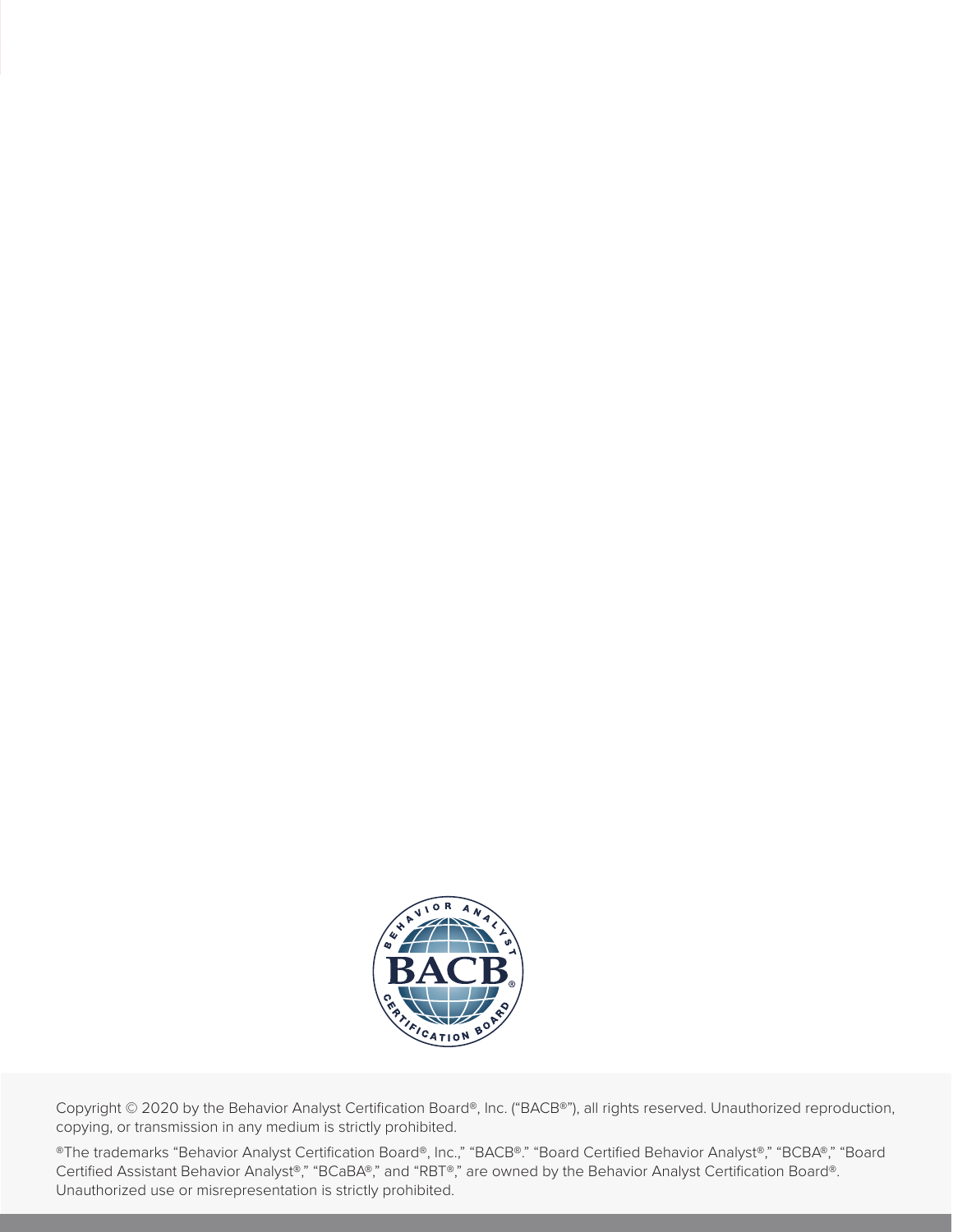Copyright © 2020 by the Behavior Analyst Certification Board®, Inc. ("BACB®"), all rights reserved. Unauthorized reproduction, copying, or transmission in any medium is strictly prohibited.

®The trademarks "Behavior Analyst Certification Board®, Inc.," "BACB®." "Board Certified Behavior Analyst®," "BCBA®," "Board Certified Assistant Behavior Analyst®," "BCaBA®," and "RBT®," are owned by the Behavior Analyst Certification Board®. Unauthorized use or misrepresentation is strictly prohibited.